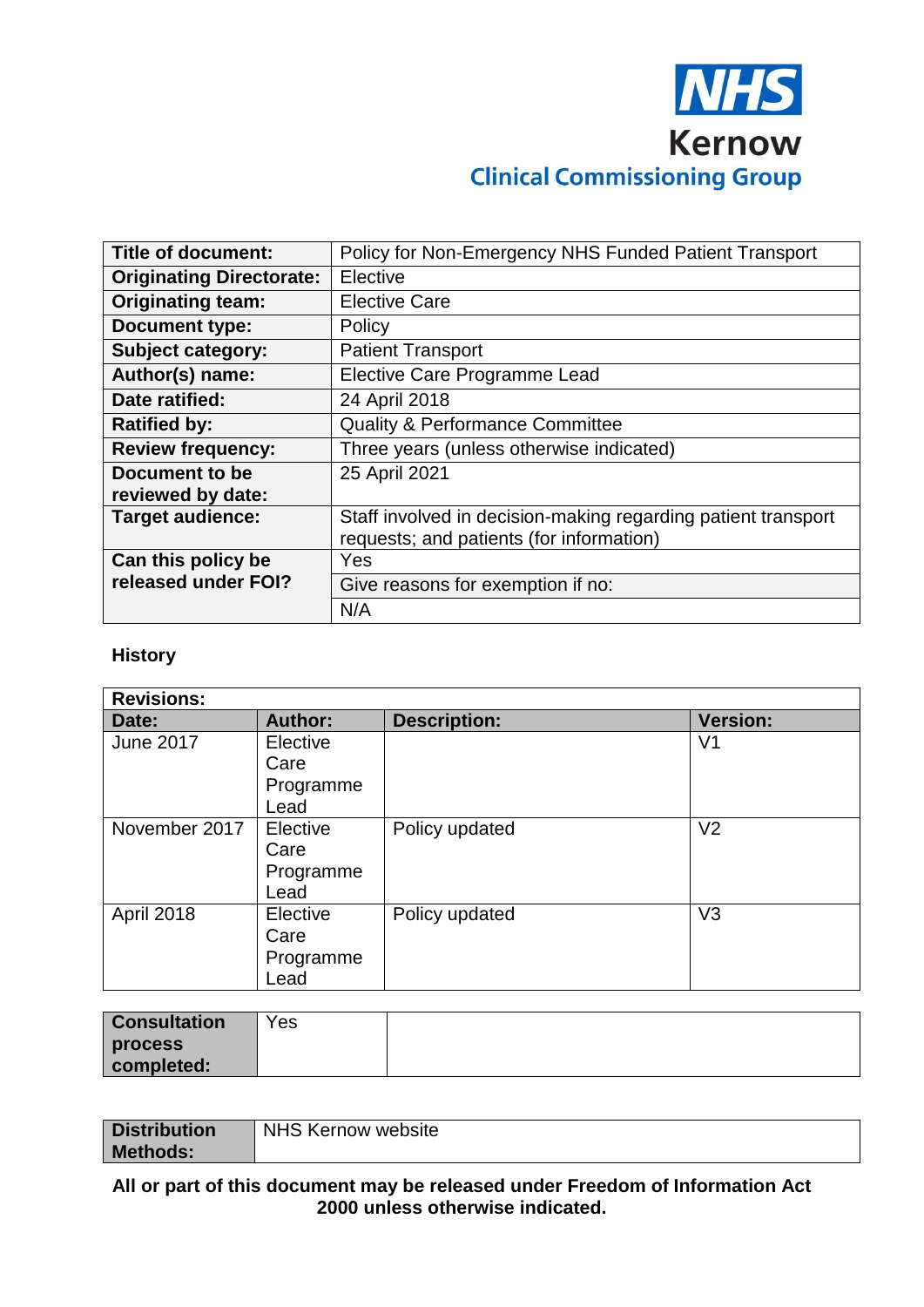NHS Kernow Clinical Commissioning Group

| Title of document: | Policy for Non-Emergency NHS Funded Patient Transport |
|---|---|
| Originating Directorate: | Elective |
| Originating team: | Elective Care |
| Document type: | Policy |
| Subject category: | Patient Transport |
| Author(s) name: | Elective Care Programme Lead |
| Date ratified: | 24 April 2018 |
| Ratified by: | Quality & Performance Committee |
| Review frequency: | Three years (unless otherwise indicated) |
| Document to be reviewed by date: | 25 April 2021 |
| Target audience: | Staff involved in decision-making regarding patient transport requests; and patients (for information) |
| Can this policy be released under FOI? | Yes |
| | Give reasons for exemption if no: |
| | N/A |

**History**

| Revisions: | | | |
|---|---|---|---|
| **Date:** | **Author:** | **Description:** | **Version:** |
| June 2017 | Elective Care Programme Lead | | V1 |
| November 2017 | Elective Care Programme Lead | Policy updated | V2 |
| April 2018 | Elective Care Programme Lead | Policy updated | V3 |

| Consultation process completed: | Yes | |
|---|---|---|

| Distribution Methods: | NHS Kernow website |
|---|---|

**All or part of this document may be released under Freedom of Information Act 2000 unless otherwise indicated.**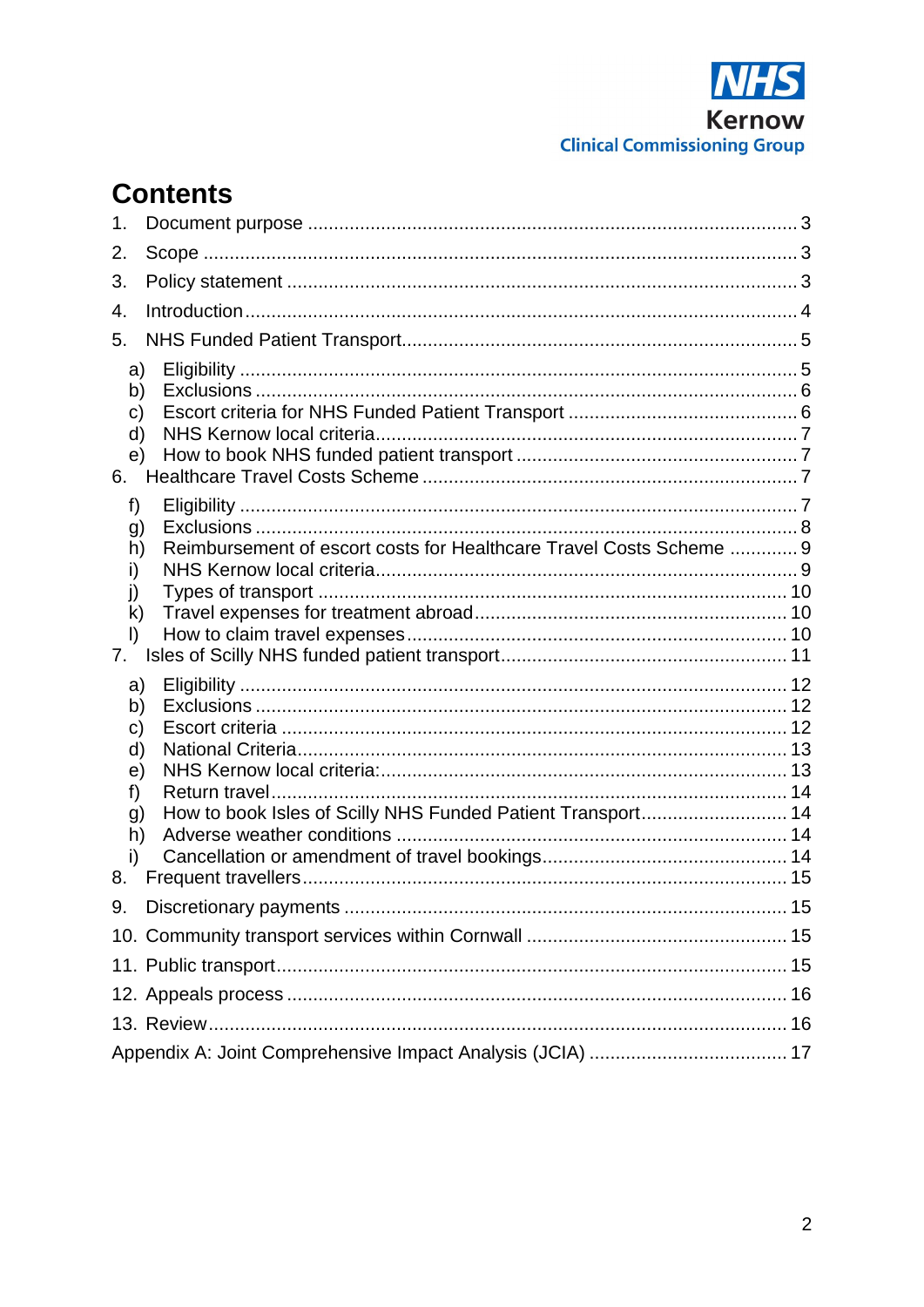NHS Kernow Clinical Commissioning Group

## Contents

1. Document purpose ..... 3
2. Scope ..... 3
3. Policy statement ..... 3
4. Introduction ..... 4
5. NHS Funded Patient Transport ..... 5
   - a) Eligibility ..... 5
   - b) Exclusions ..... 6
   - c) Escort criteria for NHS Funded Patient Transport ..... 6
   - d) NHS Kernow local criteria ..... 7
   - e) How to book NHS funded patient transport ..... 7
6. Healthcare Travel Costs Scheme ..... 7
   - f) Eligibility ..... 7
   - g) Exclusions ..... 8
   - h) Reimbursement of escort costs for Healthcare Travel Costs Scheme ..... 9
   - i) NHS Kernow local criteria ..... 9
   - j) Types of transport ..... 10
   - k) Travel expenses for treatment abroad ..... 10
   - l) How to claim travel expenses ..... 10
7. Isles of Scilly NHS funded patient transport ..... 11
   - a) Eligibility ..... 12
   - b) Exclusions ..... 12
   - c) Escort criteria ..... 12
   - d) National Criteria ..... 13
   - e) NHS Kernow local criteria: ..... 13
   - f) Return travel ..... 14
   - g) How to book Isles of Scilly NHS Funded Patient Transport ..... 14
   - h) Adverse weather conditions ..... 14
   - i) Cancellation or amendment of travel bookings ..... 14
8. Frequent travellers ..... 15
9. Discretionary payments ..... 15
10. Community transport services within Cornwall ..... 15
11. Public transport ..... 15
12. Appeals process ..... 16
13. Review ..... 16

Appendix A: Joint Comprehensive Impact Analysis (JCIA) ..... 17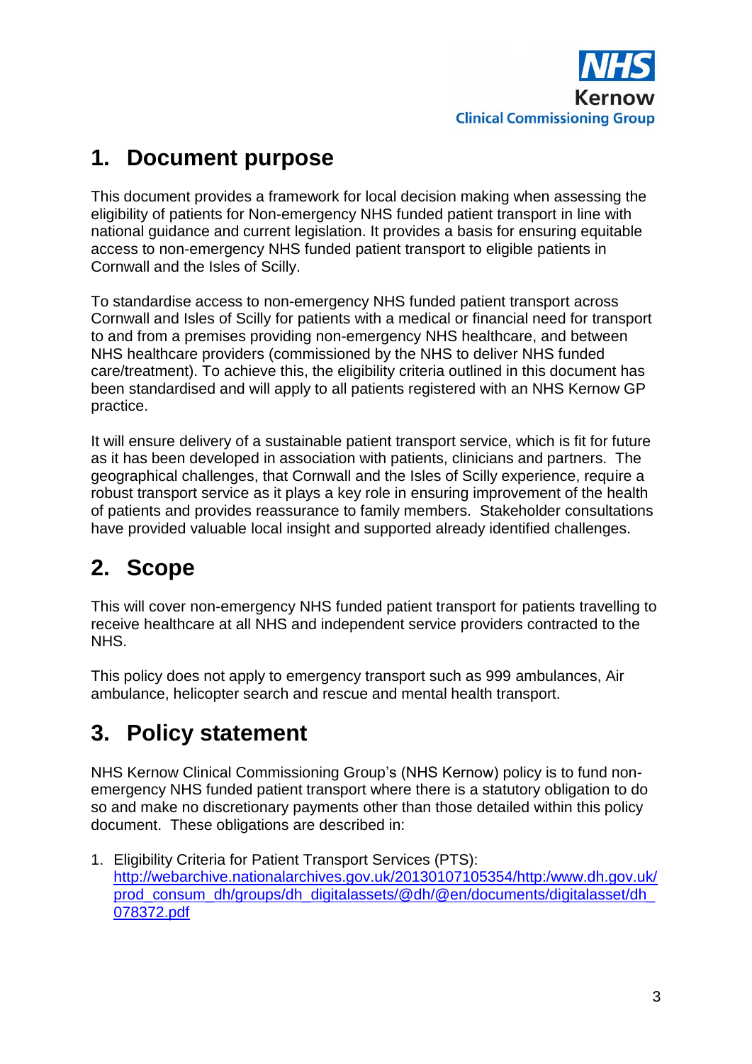## 1. Document purpose

This document provides a framework for local decision making when assessing the eligibility of patients for Non-emergency NHS funded patient transport in line with national guidance and current legislation. It provides a basis for ensuring equitable access to non-emergency NHS funded patient transport to eligible patients in Cornwall and the Isles of Scilly.

To standardise access to non-emergency NHS funded patient transport across Cornwall and Isles of Scilly for patients with a medical or financial need for transport to and from a premises providing non-emergency NHS healthcare, and between NHS healthcare providers (commissioned by the NHS to deliver NHS funded care/treatment). To achieve this, the eligibility criteria outlined in this document has been standardised and will apply to all patients registered with an NHS Kernow GP practice.

It will ensure delivery of a sustainable patient transport service, which is fit for future as it has been developed in association with patients, clinicians and partners. The geographical challenges, that Cornwall and the Isles of Scilly experience, require a robust transport service as it plays a key role in ensuring improvement of the health of patients and provides reassurance to family members. Stakeholder consultations have provided valuable local insight and supported already identified challenges.

## 2. Scope

This will cover non-emergency NHS funded patient transport for patients travelling to receive healthcare at all NHS and independent service providers contracted to the NHS.

This policy does not apply to emergency transport such as 999 ambulances, Air ambulance, helicopter search and rescue and mental health transport.

## 3. Policy statement

NHS Kernow Clinical Commissioning Group's (NHS Kernow) policy is to fund non-emergency NHS funded patient transport where there is a statutory obligation to do so and make no discretionary payments other than those detailed within this policy document. These obligations are described in:

1. Eligibility Criteria for Patient Transport Services (PTS): http://webarchive.nationalarchives.gov.uk/20130107105354/http:/www.dh.gov.uk/prod_consum_dh/groups/dh_digitalassets/@dh/@en/documents/digitalasset/dh_078372.pdf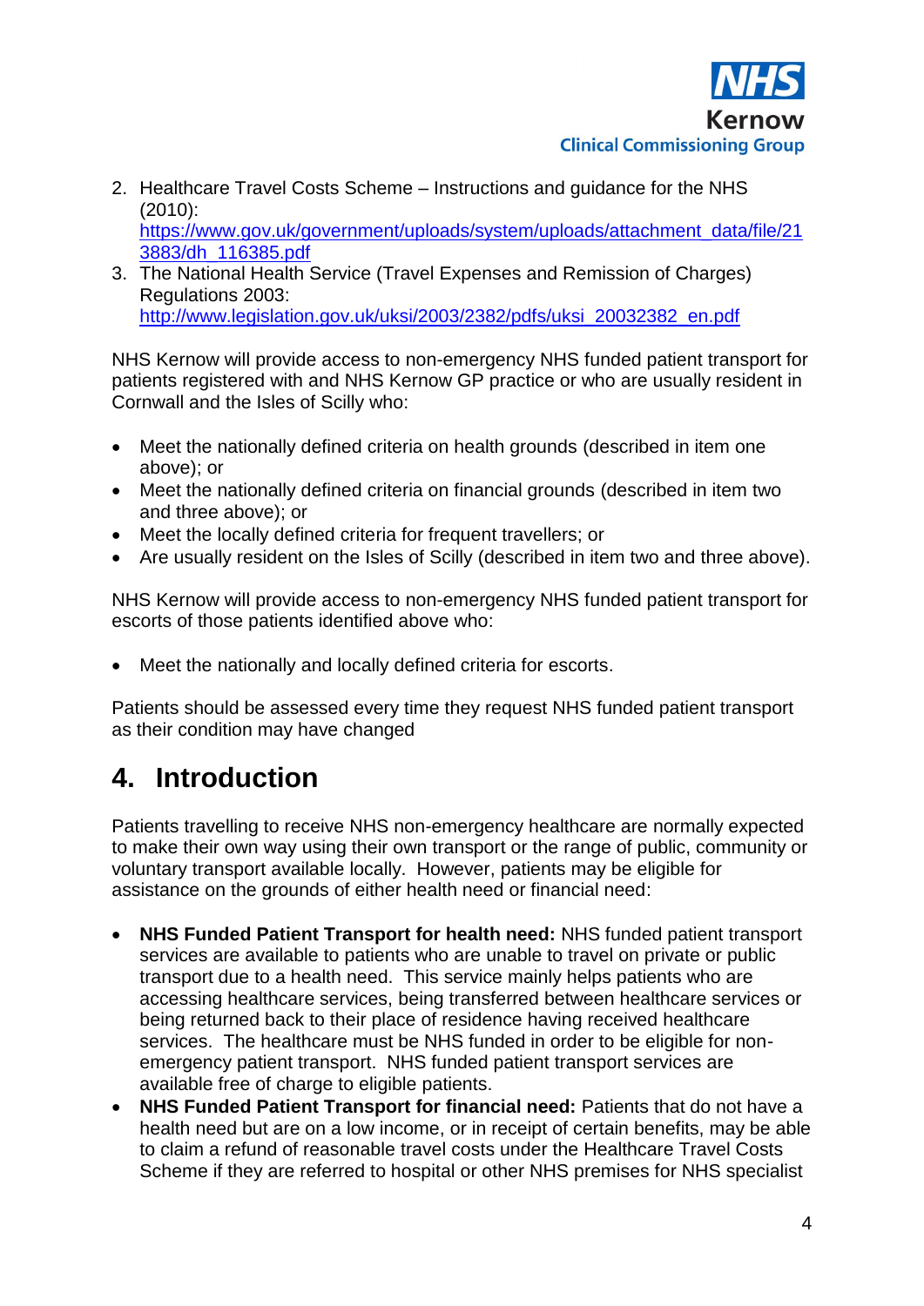2. Healthcare Travel Costs Scheme – Instructions and guidance for the NHS (2010): https://www.gov.uk/government/uploads/system/uploads/attachment_data/file/213883/dh_116385.pdf
3. The National Health Service (Travel Expenses and Remission of Charges) Regulations 2003: http://www.legislation.gov.uk/uksi/2003/2382/pdfs/uksi_20032382_en.pdf

NHS Kernow will provide access to non-emergency NHS funded patient transport for patients registered with and NHS Kernow GP practice or who are usually resident in Cornwall and the Isles of Scilly who:

- Meet the nationally defined criteria on health grounds (described in item one above); or
- Meet the nationally defined criteria on financial grounds (described in item two and three above); or
- Meet the locally defined criteria for frequent travellers; or
- Are usually resident on the Isles of Scilly (described in item two and three above).

NHS Kernow will provide access to non-emergency NHS funded patient transport for escorts of those patients identified above who:

- Meet the nationally and locally defined criteria for escorts.

Patients should be assessed every time they request NHS funded patient transport as their condition may have changed

# 4. Introduction

Patients travelling to receive NHS non-emergency healthcare are normally expected to make their own way using their own transport or the range of public, community or voluntary transport available locally. However, patients may be eligible for assistance on the grounds of either health need or financial need:

- **NHS Funded Patient Transport for health need:** NHS funded patient transport services are available to patients who are unable to travel on private or public transport due to a health need. This service mainly helps patients who are accessing healthcare services, being transferred between healthcare services or being returned back to their place of residence having received healthcare services. The healthcare must be NHS funded in order to be eligible for non-emergency patient transport. NHS funded patient transport services are available free of charge to eligible patients.
- **NHS Funded Patient Transport for financial need:** Patients that do not have a health need but are on a low income, or in receipt of certain benefits, may be able to claim a refund of reasonable travel costs under the Healthcare Travel Costs Scheme if they are referred to hospital or other NHS premises for NHS specialist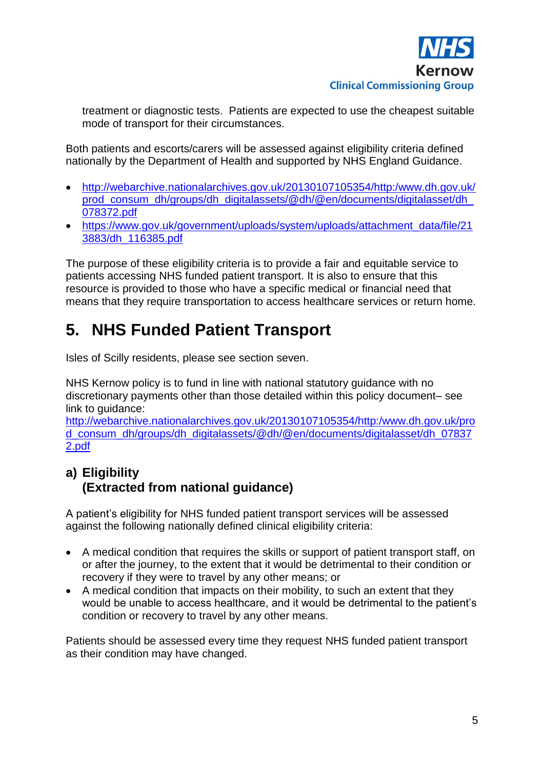treatment or diagnostic tests. Patients are expected to use the cheapest suitable mode of transport for their circumstances.

Both patients and escorts/carers will be assessed against eligibility criteria defined nationally by the Department of Health and supported by NHS England Guidance.

- http://webarchive.nationalarchives.gov.uk/20130107105354/http:/www.dh.gov.uk/prod_consum_dh/groups/dh_digitalassets/@dh/@en/documents/digitalasset/dh_078372.pdf
- https://www.gov.uk/government/uploads/system/uploads/attachment_data/file/213883/dh_116385.pdf

The purpose of these eligibility criteria is to provide a fair and equitable service to patients accessing NHS funded patient transport. It is also to ensure that this resource is provided to those who have a specific medical or financial need that means that they require transportation to access healthcare services or return home.

# 5. NHS Funded Patient Transport

Isles of Scilly residents, please see section seven.

NHS Kernow policy is to fund in line with national statutory guidance with no discretionary payments other than those detailed within this policy document– see link to guidance:
http://webarchive.nationalarchives.gov.uk/20130107105354/http:/www.dh.gov.uk/prod_consum_dh/groups/dh_digitalassets/@dh/@en/documents/digitalasset/dh_078372.pdf

## a) Eligibility (Extracted from national guidance)

A patient's eligibility for NHS funded patient transport services will be assessed against the following nationally defined clinical eligibility criteria:

- A medical condition that requires the skills or support of patient transport staff, on or after the journey, to the extent that it would be detrimental to their condition or recovery if they were to travel by any other means; or
- A medical condition that impacts on their mobility, to such an extent that they would be unable to access healthcare, and it would be detrimental to the patient's condition or recovery to travel by any other means.

Patients should be assessed every time they request NHS funded patient transport as their condition may have changed.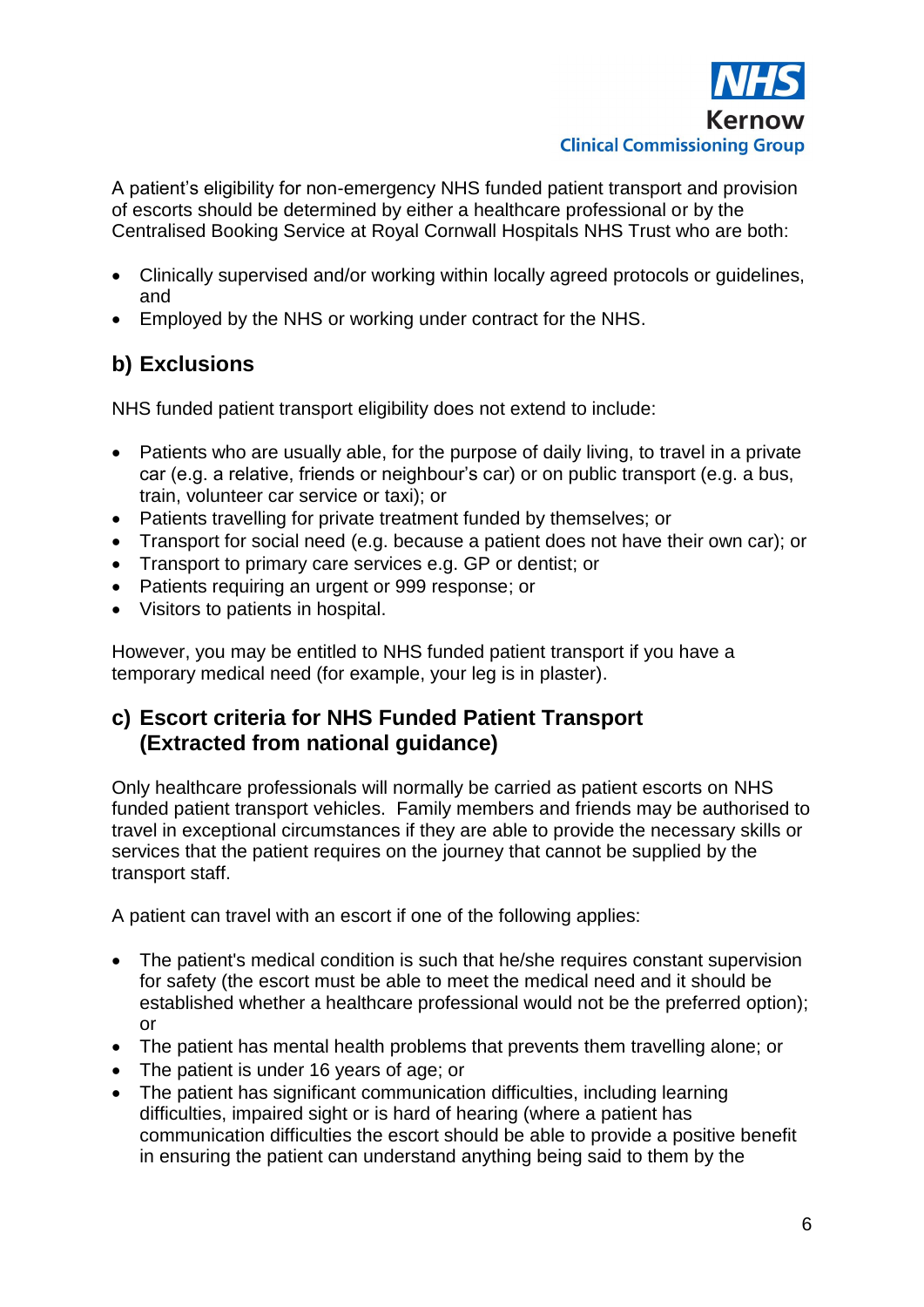A patient's eligibility for non-emergency NHS funded patient transport and provision of escorts should be determined by either a healthcare professional or by the Centralised Booking Service at Royal Cornwall Hospitals NHS Trust who are both:

- Clinically supervised and/or working within locally agreed protocols or guidelines, and
- Employed by the NHS or working under contract for the NHS.

## b) Exclusions

NHS funded patient transport eligibility does not extend to include:

- Patients who are usually able, for the purpose of daily living, to travel in a private car (e.g. a relative, friends or neighbour's car) or on public transport (e.g. a bus, train, volunteer car service or taxi); or
- Patients travelling for private treatment funded by themselves; or
- Transport for social need (e.g. because a patient does not have their own car); or
- Transport to primary care services e.g. GP or dentist; or
- Patients requiring an urgent or 999 response; or
- Visitors to patients in hospital.

However, you may be entitled to NHS funded patient transport if you have a temporary medical need (for example, your leg is in plaster).

## c) Escort criteria for NHS Funded Patient Transport (Extracted from national guidance)

Only healthcare professionals will normally be carried as patient escorts on NHS funded patient transport vehicles. Family members and friends may be authorised to travel in exceptional circumstances if they are able to provide the necessary skills or services that the patient requires on the journey that cannot be supplied by the transport staff.

A patient can travel with an escort if one of the following applies:

- The patient's medical condition is such that he/she requires constant supervision for safety (the escort must be able to meet the medical need and it should be established whether a healthcare professional would not be the preferred option); or
- The patient has mental health problems that prevents them travelling alone; or
- The patient is under 16 years of age; or
- The patient has significant communication difficulties, including learning difficulties, impaired sight or is hard of hearing (where a patient has communication difficulties the escort should be able to provide a positive benefit in ensuring the patient can understand anything being said to them by the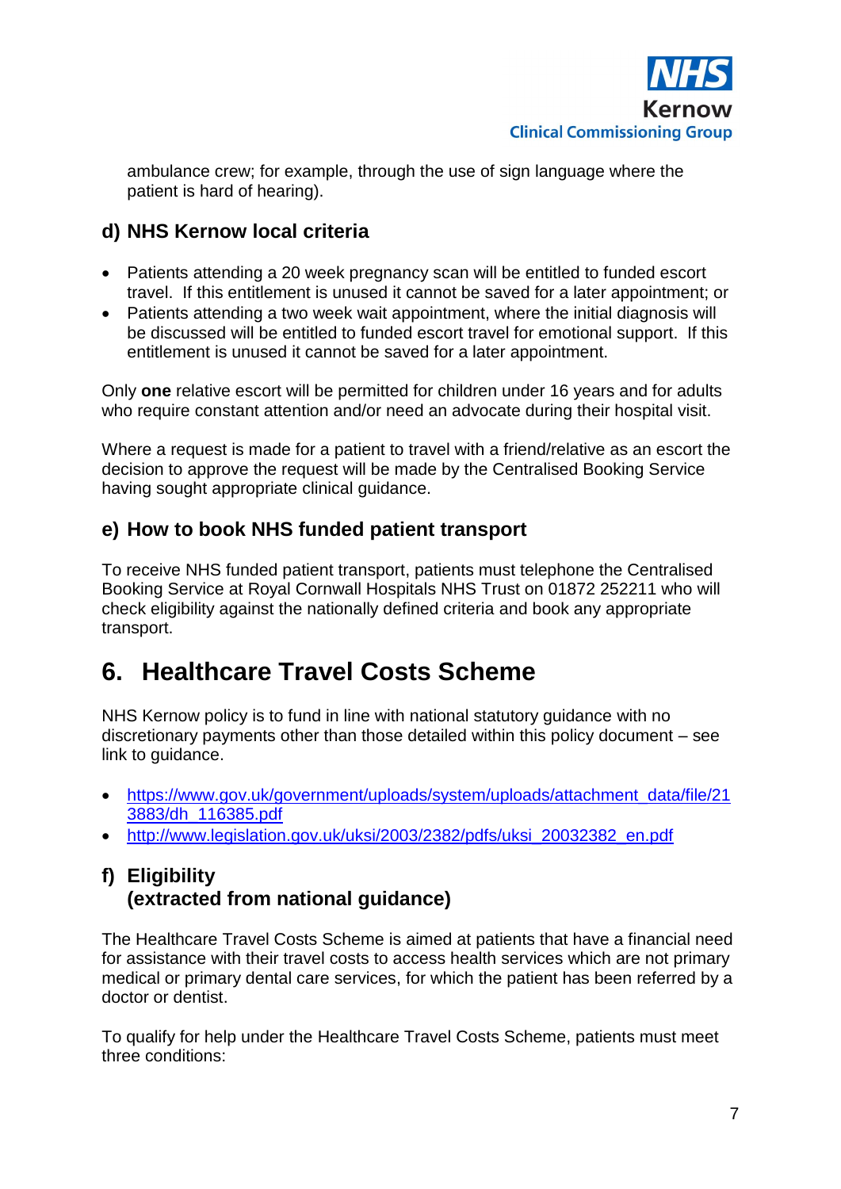ambulance crew; for example, through the use of sign language where the patient is hard of hearing).

### d) NHS Kernow local criteria

- Patients attending a 20 week pregnancy scan will be entitled to funded escort travel. If this entitlement is unused it cannot be saved for a later appointment; or
- Patients attending a two week wait appointment, where the initial diagnosis will be discussed will be entitled to funded escort travel for emotional support. If this entitlement is unused it cannot be saved for a later appointment.

Only **one** relative escort will be permitted for children under 16 years and for adults who require constant attention and/or need an advocate during their hospital visit.

Where a request is made for a patient to travel with a friend/relative as an escort the decision to approve the request will be made by the Centralised Booking Service having sought appropriate clinical guidance.

### e) How to book NHS funded patient transport

To receive NHS funded patient transport, patients must telephone the Centralised Booking Service at Royal Cornwall Hospitals NHS Trust on 01872 252211 who will check eligibility against the nationally defined criteria and book any appropriate transport.

## 6. Healthcare Travel Costs Scheme

NHS Kernow policy is to fund in line with national statutory guidance with no discretionary payments other than those detailed within this policy document – see link to guidance.

- https://www.gov.uk/government/uploads/system/uploads/attachment_data/file/213883/dh_116385.pdf
- http://www.legislation.gov.uk/uksi/2003/2382/pdfs/uksi_20032382_en.pdf

### f) Eligibility (extracted from national guidance)

The Healthcare Travel Costs Scheme is aimed at patients that have a financial need for assistance with their travel costs to access health services which are not primary medical or primary dental care services, for which the patient has been referred by a doctor or dentist.

To qualify for help under the Healthcare Travel Costs Scheme, patients must meet three conditions: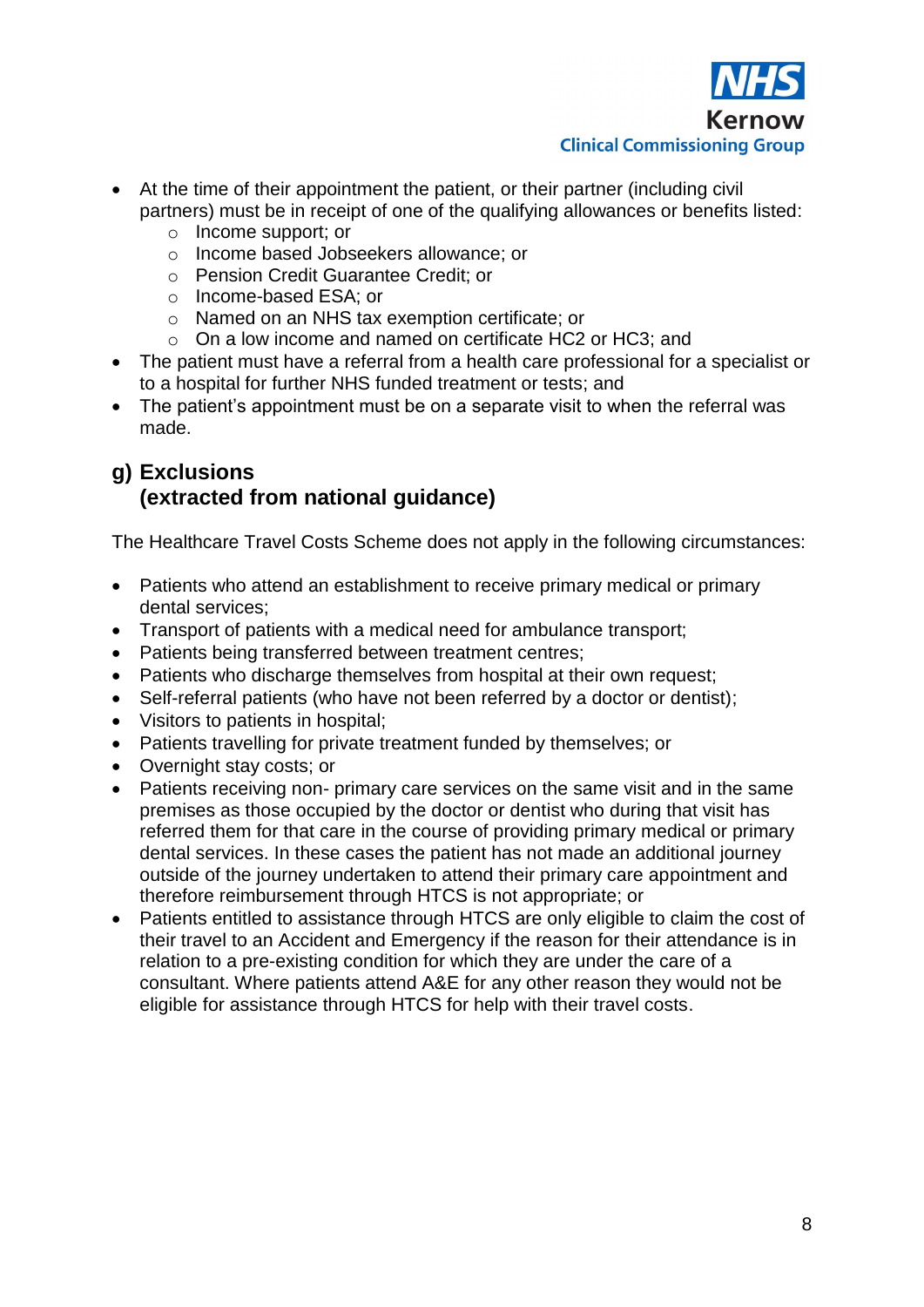- At the time of their appointment the patient, or their partner (including civil partners) must be in receipt of one of the qualifying allowances or benefits listed:
    - Income support; or
    - Income based Jobseekers allowance; or
    - Pension Credit Guarantee Credit; or
    - Income-based ESA; or
    - Named on an NHS tax exemption certificate; or
    - On a low income and named on certificate HC2 or HC3; and
- The patient must have a referral from a health care professional for a specialist or to a hospital for further NHS funded treatment or tests; and
- The patient's appointment must be on a separate visit to when the referral was made.

## g) Exclusions (extracted from national guidance)

The Healthcare Travel Costs Scheme does not apply in the following circumstances:

- Patients who attend an establishment to receive primary medical or primary dental services;
- Transport of patients with a medical need for ambulance transport;
- Patients being transferred between treatment centres;
- Patients who discharge themselves from hospital at their own request;
- Self-referral patients (who have not been referred by a doctor or dentist);
- Visitors to patients in hospital;
- Patients travelling for private treatment funded by themselves; or
- Overnight stay costs; or
- Patients receiving non- primary care services on the same visit and in the same premises as those occupied by the doctor or dentist who during that visit has referred them for that care in the course of providing primary medical or primary dental services. In these cases the patient has not made an additional journey outside of the journey undertaken to attend their primary care appointment and therefore reimbursement through HTCS is not appropriate; or
- Patients entitled to assistance through HTCS are only eligible to claim the cost of their travel to an Accident and Emergency if the reason for their attendance is in relation to a pre-existing condition for which they are under the care of a consultant. Where patients attend A&E for any other reason they would not be eligible for assistance through HTCS for help with their travel costs.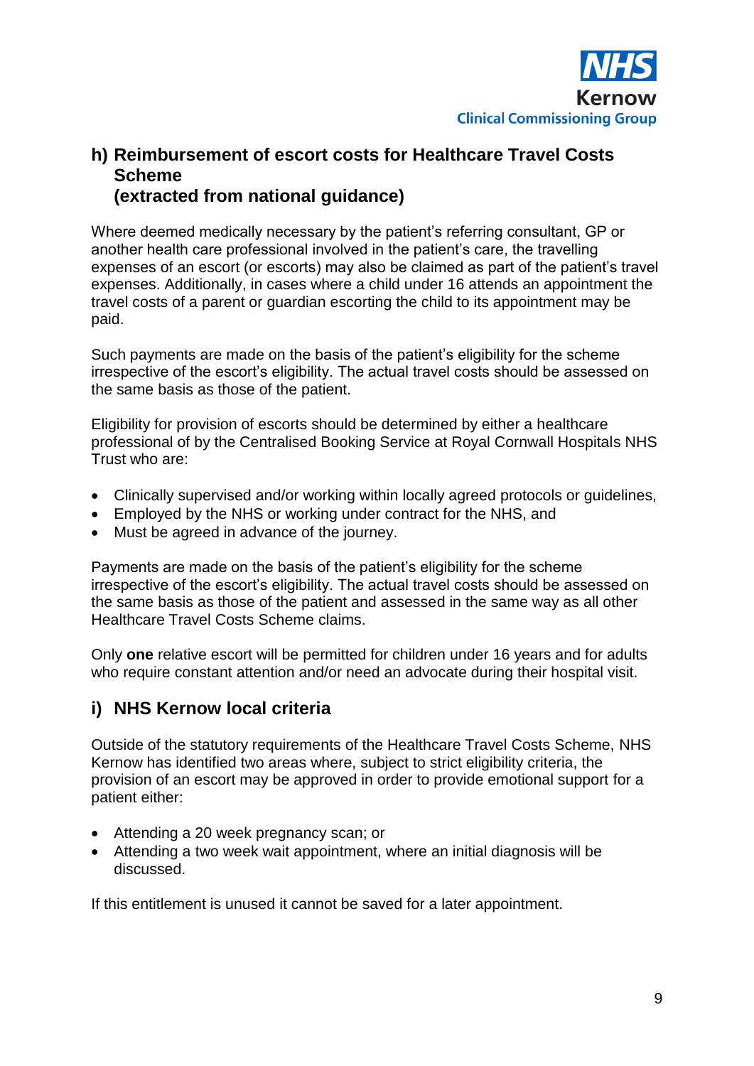## h) Reimbursement of escort costs for Healthcare Travel Costs Scheme (extracted from national guidance)

Where deemed medically necessary by the patient's referring consultant, GP or another health care professional involved in the patient's care, the travelling expenses of an escort (or escorts) may also be claimed as part of the patient's travel expenses. Additionally, in cases where a child under 16 attends an appointment the travel costs of a parent or guardian escorting the child to its appointment may be paid.

Such payments are made on the basis of the patient's eligibility for the scheme irrespective of the escort's eligibility. The actual travel costs should be assessed on the same basis as those of the patient.

Eligibility for provision of escorts should be determined by either a healthcare professional of by the Centralised Booking Service at Royal Cornwall Hospitals NHS Trust who are:

- Clinically supervised and/or working within locally agreed protocols or guidelines,
- Employed by the NHS or working under contract for the NHS, and
- Must be agreed in advance of the journey.

Payments are made on the basis of the patient's eligibility for the scheme irrespective of the escort's eligibility. The actual travel costs should be assessed on the same basis as those of the patient and assessed in the same way as all other Healthcare Travel Costs Scheme claims.

Only **one** relative escort will be permitted for children under 16 years and for adults who require constant attention and/or need an advocate during their hospital visit.

## i) NHS Kernow local criteria

Outside of the statutory requirements of the Healthcare Travel Costs Scheme, NHS Kernow has identified two areas where, subject to strict eligibility criteria, the provision of an escort may be approved in order to provide emotional support for a patient either:

- Attending a 20 week pregnancy scan; or
- Attending a two week wait appointment, where an initial diagnosis will be discussed.

If this entitlement is unused it cannot be saved for a later appointment.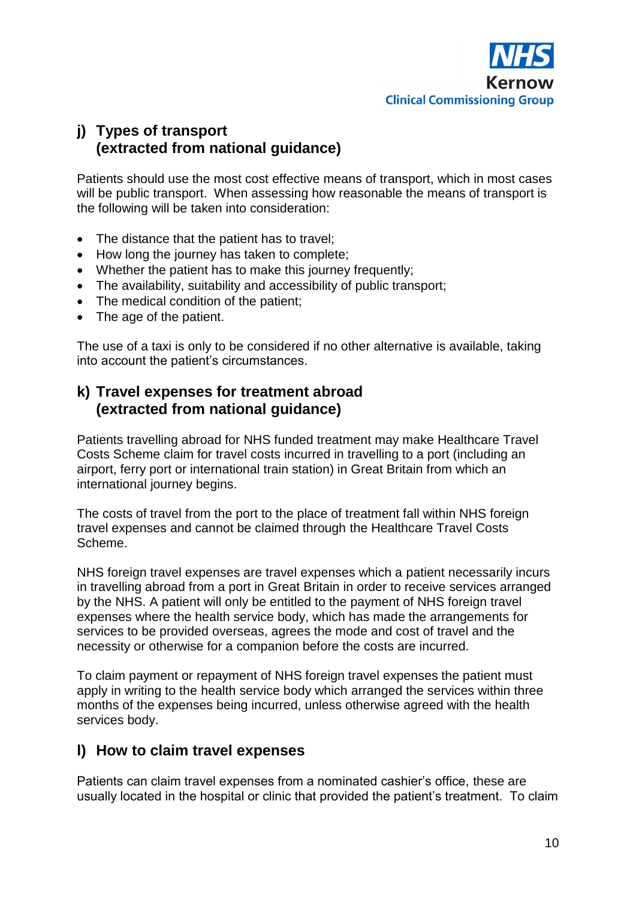## j) Types of transport (extracted from national guidance)

Patients should use the most cost effective means of transport, which in most cases will be public transport. When assessing how reasonable the means of transport is the following will be taken into consideration:

- The distance that the patient has to travel;
- How long the journey has taken to complete;
- Whether the patient has to make this journey frequently;
- The availability, suitability and accessibility of public transport;
- The medical condition of the patient;
- The age of the patient.

The use of a taxi is only to be considered if no other alternative is available, taking into account the patient's circumstances.

## k) Travel expenses for treatment abroad (extracted from national guidance)

Patients travelling abroad for NHS funded treatment may make Healthcare Travel Costs Scheme claim for travel costs incurred in travelling to a port (including an airport, ferry port or international train station) in Great Britain from which an international journey begins.

The costs of travel from the port to the place of treatment fall within NHS foreign travel expenses and cannot be claimed through the Healthcare Travel Costs Scheme.

NHS foreign travel expenses are travel expenses which a patient necessarily incurs in travelling abroad from a port in Great Britain in order to receive services arranged by the NHS. A patient will only be entitled to the payment of NHS foreign travel expenses where the health service body, which has made the arrangements for services to be provided overseas, agrees the mode and cost of travel and the necessity or otherwise for a companion before the costs are incurred.

To claim payment or repayment of NHS foreign travel expenses the patient must apply in writing to the health service body which arranged the services within three months of the expenses being incurred, unless otherwise agreed with the health services body.

## l) How to claim travel expenses

Patients can claim travel expenses from a nominated cashier's office, these are usually located in the hospital or clinic that provided the patient's treatment. To claim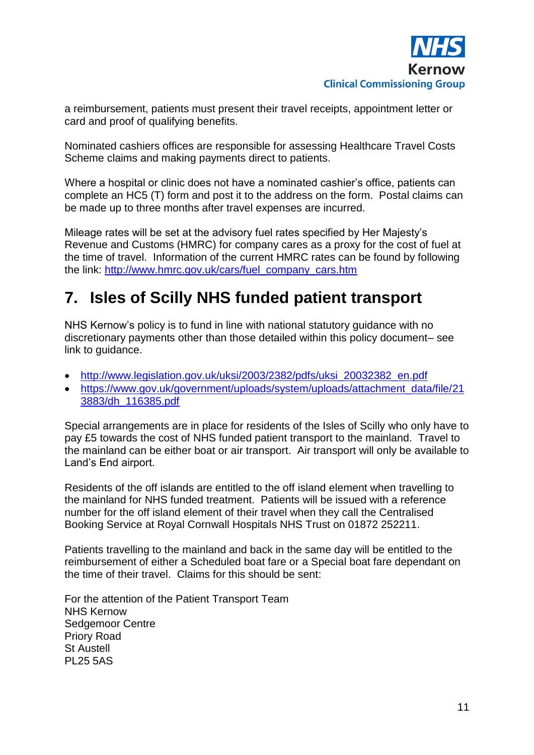a reimbursement, patients must present their travel receipts, appointment letter or card and proof of qualifying benefits.

Nominated cashiers offices are responsible for assessing Healthcare Travel Costs Scheme claims and making payments direct to patients.

Where a hospital or clinic does not have a nominated cashier's office, patients can complete an HC5 (T) form and post it to the address on the form. Postal claims can be made up to three months after travel expenses are incurred.

Mileage rates will be set at the advisory fuel rates specified by Her Majesty's Revenue and Customs (HMRC) for company cares as a proxy for the cost of fuel at the time of travel. Information of the current HMRC rates can be found by following the link: [http://www.hmrc.gov.uk/cars/fuel_company_cars.htm](http://www.hmrc.gov.uk/cars/fuel_company_cars.htm)

## 7. Isles of Scilly NHS funded patient transport

NHS Kernow's policy is to fund in line with national statutory guidance with no discretionary payments other than those detailed within this policy document– see link to guidance.

- [http://www.legislation.gov.uk/uksi/2003/2382/pdfs/uksi_20032382_en.pdf](http://www.legislation.gov.uk/uksi/2003/2382/pdfs/uksi_20032382_en.pdf)
- [https://www.gov.uk/government/uploads/system/uploads/attachment_data/file/213883/dh_116385.pdf](https://www.gov.uk/government/uploads/system/uploads/attachment_data/file/213883/dh_116385.pdf)

Special arrangements are in place for residents of the Isles of Scilly who only have to pay £5 towards the cost of NHS funded patient transport to the mainland. Travel to the mainland can be either boat or air transport. Air transport will only be available to Land's End airport.

Residents of the off islands are entitled to the off island element when travelling to the mainland for NHS funded treatment. Patients will be issued with a reference number for the off island element of their travel when they call the Centralised Booking Service at Royal Cornwall Hospitals NHS Trust on 01872 252211.

Patients travelling to the mainland and back in the same day will be entitled to the reimbursement of either a Scheduled boat fare or a Special boat fare dependant on the time of their travel. Claims for this should be sent:

For the attention of the Patient Transport Team
NHS Kernow
Sedgemoor Centre
Priory Road
St Austell
PL25 5AS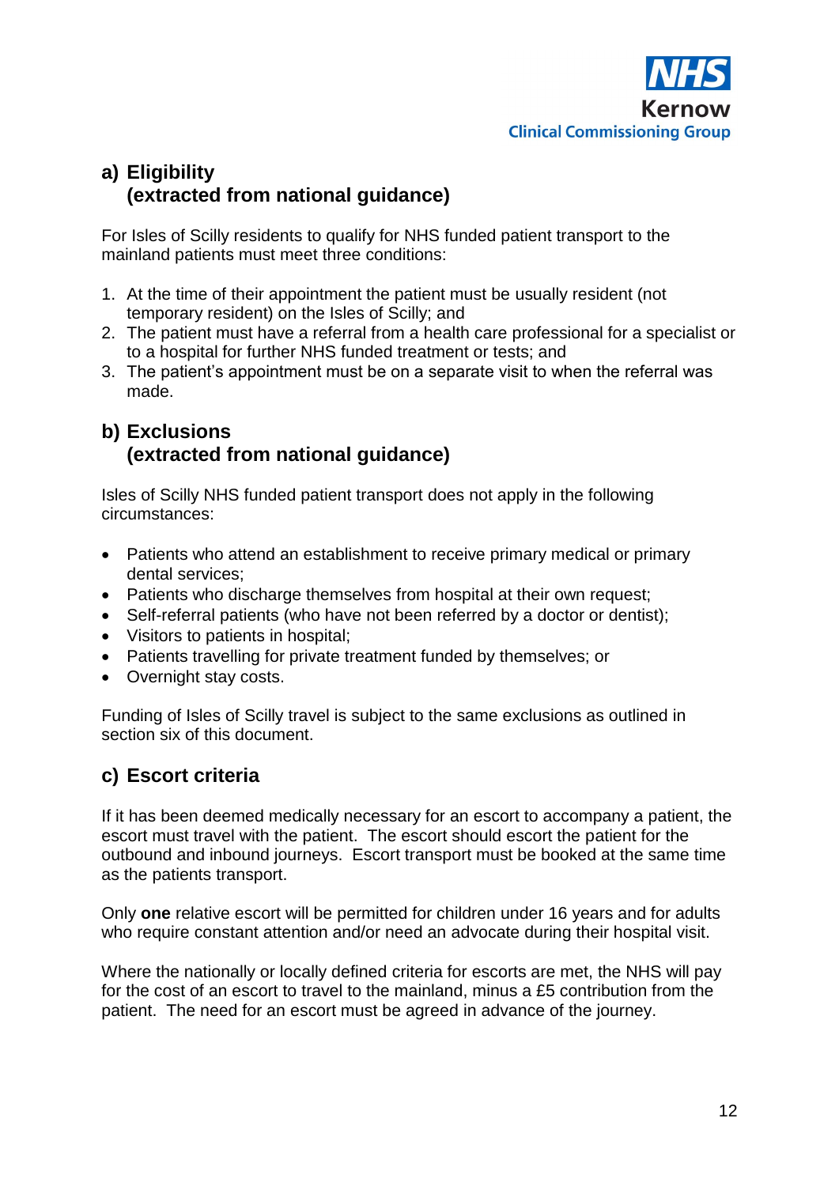NHS
Kernow
Clinical Commissioning Group

## a) Eligibility (extracted from national guidance)

For Isles of Scilly residents to qualify for NHS funded patient transport to the mainland patients must meet three conditions:

1. At the time of their appointment the patient must be usually resident (not temporary resident) on the Isles of Scilly; and
2. The patient must have a referral from a health care professional for a specialist or to a hospital for further NHS funded treatment or tests; and
3. The patient's appointment must be on a separate visit to when the referral was made.

## b) Exclusions (extracted from national guidance)

Isles of Scilly NHS funded patient transport does not apply in the following circumstances:

- Patients who attend an establishment to receive primary medical or primary dental services;
- Patients who discharge themselves from hospital at their own request;
- Self-referral patients (who have not been referred by a doctor or dentist);
- Visitors to patients in hospital;
- Patients travelling for private treatment funded by themselves; or
- Overnight stay costs.

Funding of Isles of Scilly travel is subject to the same exclusions as outlined in section six of this document.

## c) Escort criteria

If it has been deemed medically necessary for an escort to accompany a patient, the escort must travel with the patient. The escort should escort the patient for the outbound and inbound journeys. Escort transport must be booked at the same time as the patients transport.

Only **one** relative escort will be permitted for children under 16 years and for adults who require constant attention and/or need an advocate during their hospital visit.

Where the nationally or locally defined criteria for escorts are met, the NHS will pay for the cost of an escort to travel to the mainland, minus a £5 contribution from the patient. The need for an escort must be agreed in advance of the journey.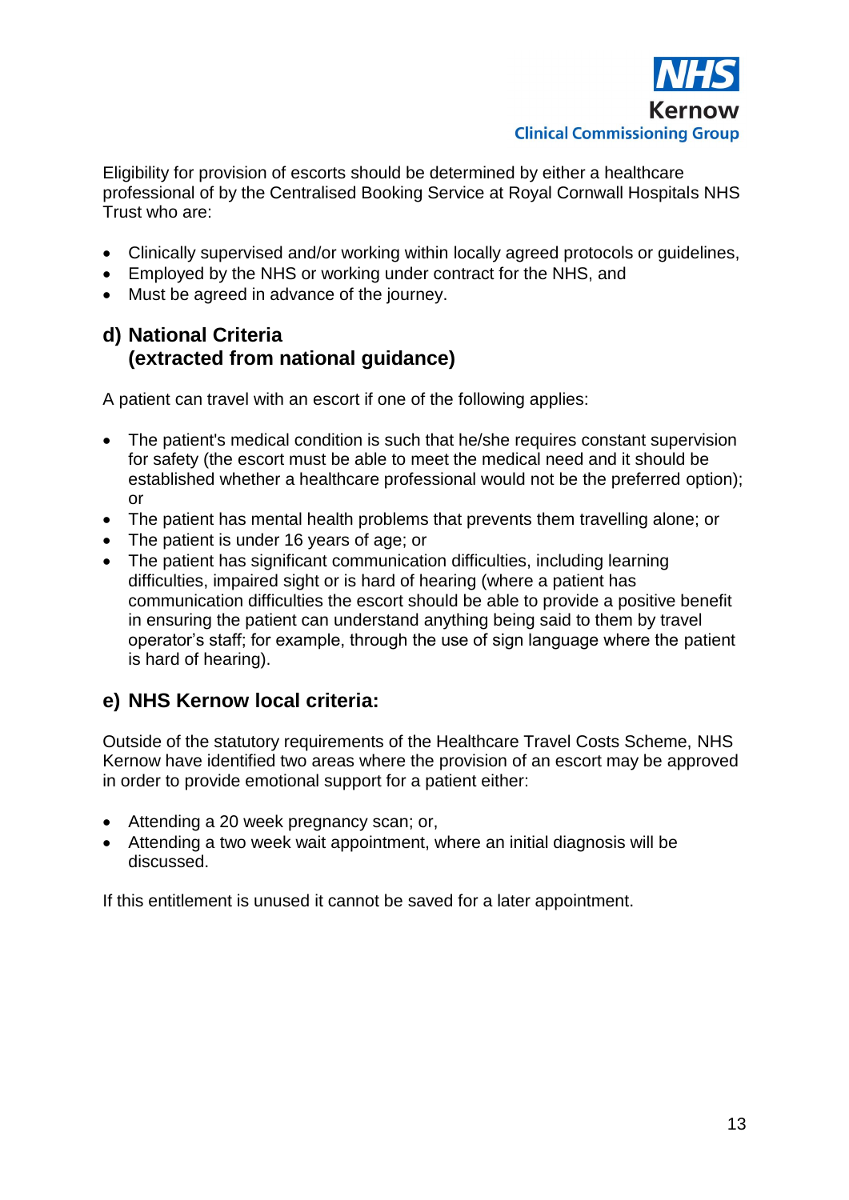Eligibility for provision of escorts should be determined by either a healthcare professional of by the Centralised Booking Service at Royal Cornwall Hospitals NHS Trust who are:

- Clinically supervised and/or working within locally agreed protocols or guidelines,
- Employed by the NHS or working under contract for the NHS, and
- Must be agreed in advance of the journey.

## d) National Criteria (extracted from national guidance)

A patient can travel with an escort if one of the following applies:

- The patient's medical condition is such that he/she requires constant supervision for safety (the escort must be able to meet the medical need and it should be established whether a healthcare professional would not be the preferred option); or
- The patient has mental health problems that prevents them travelling alone; or
- The patient is under 16 years of age; or
- The patient has significant communication difficulties, including learning difficulties, impaired sight or is hard of hearing (where a patient has communication difficulties the escort should be able to provide a positive benefit in ensuring the patient can understand anything being said to them by travel operator's staff; for example, through the use of sign language where the patient is hard of hearing).

## e) NHS Kernow local criteria:

Outside of the statutory requirements of the Healthcare Travel Costs Scheme, NHS Kernow have identified two areas where the provision of an escort may be approved in order to provide emotional support for a patient either:

- Attending a 20 week pregnancy scan; or,
- Attending a two week wait appointment, where an initial diagnosis will be discussed.

If this entitlement is unused it cannot be saved for a later appointment.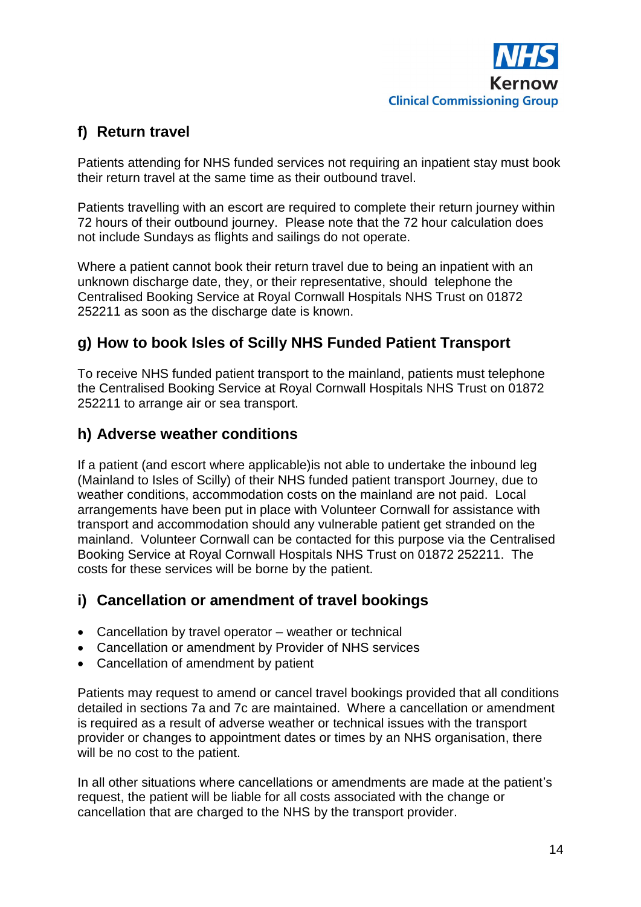## f) Return travel

Patients attending for NHS funded services not requiring an inpatient stay must book their return travel at the same time as their outbound travel.

Patients travelling with an escort are required to complete their return journey within 72 hours of their outbound journey. Please note that the 72 hour calculation does not include Sundays as flights and sailings do not operate.

Where a patient cannot book their return travel due to being an inpatient with an unknown discharge date, they, or their representative, should telephone the Centralised Booking Service at Royal Cornwall Hospitals NHS Trust on 01872 252211 as soon as the discharge date is known.

## g) How to book Isles of Scilly NHS Funded Patient Transport

To receive NHS funded patient transport to the mainland, patients must telephone the Centralised Booking Service at Royal Cornwall Hospitals NHS Trust on 01872 252211 to arrange air or sea transport.

## h) Adverse weather conditions

If a patient (and escort where applicable)is not able to undertake the inbound leg (Mainland to Isles of Scilly) of their NHS funded patient transport Journey, due to weather conditions, accommodation costs on the mainland are not paid. Local arrangements have been put in place with Volunteer Cornwall for assistance with transport and accommodation should any vulnerable patient get stranded on the mainland. Volunteer Cornwall can be contacted for this purpose via the Centralised Booking Service at Royal Cornwall Hospitals NHS Trust on 01872 252211. The costs for these services will be borne by the patient.

## i) Cancellation or amendment of travel bookings

- Cancellation by travel operator – weather or technical
- Cancellation or amendment by Provider of NHS services
- Cancellation of amendment by patient

Patients may request to amend or cancel travel bookings provided that all conditions detailed in sections 7a and 7c are maintained. Where a cancellation or amendment is required as a result of adverse weather or technical issues with the transport provider or changes to appointment dates or times by an NHS organisation, there will be no cost to the patient.

In all other situations where cancellations or amendments are made at the patient's request, the patient will be liable for all costs associated with the change or cancellation that are charged to the NHS by the transport provider.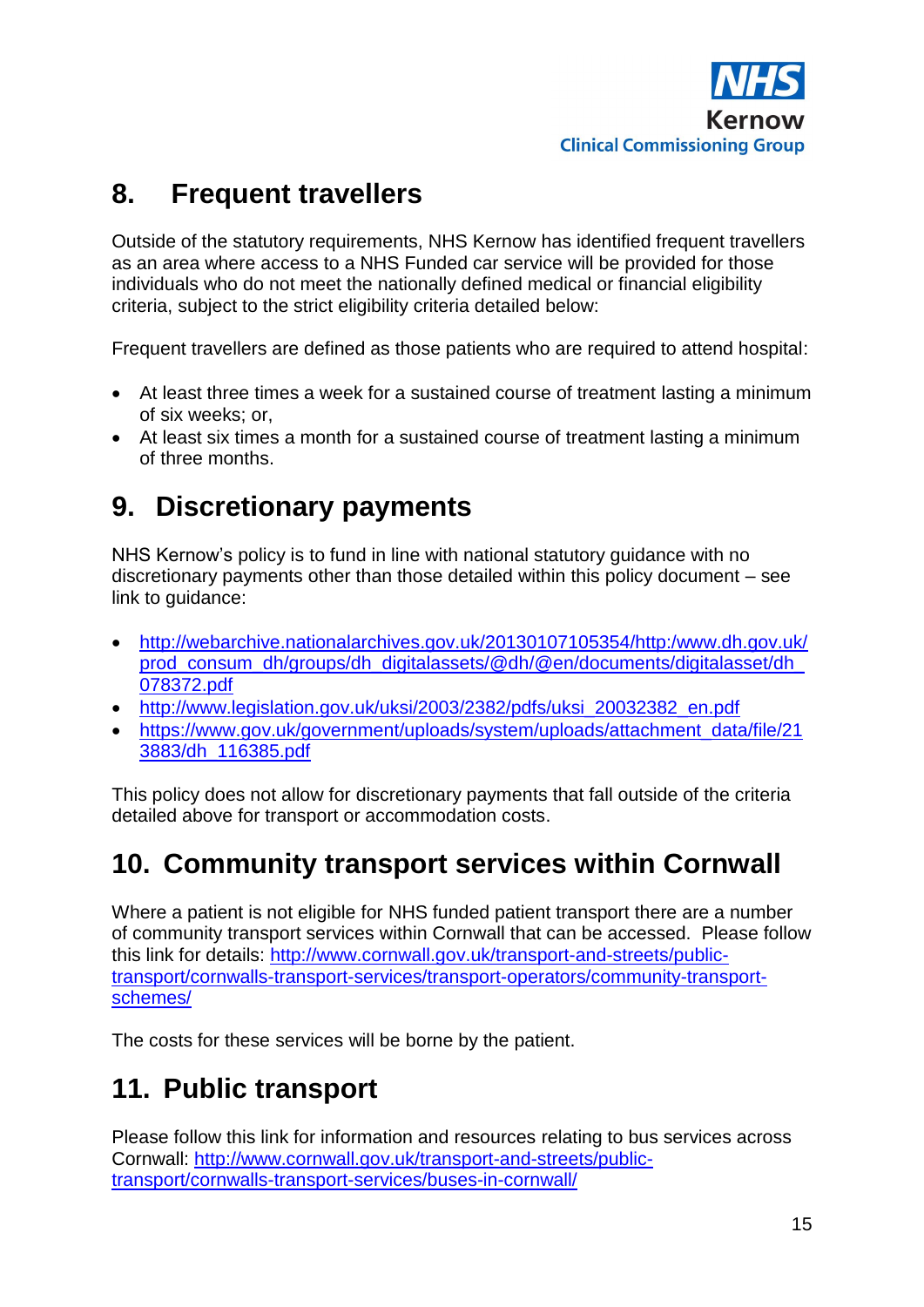## 8. Frequent travellers

Outside of the statutory requirements, NHS Kernow has identified frequent travellers as an area where access to a NHS Funded car service will be provided for those individuals who do not meet the nationally defined medical or financial eligibility criteria, subject to the strict eligibility criteria detailed below:

Frequent travellers are defined as those patients who are required to attend hospital:

- At least three times a week for a sustained course of treatment lasting a minimum of six weeks; or,
- At least six times a month for a sustained course of treatment lasting a minimum of three months.

## 9. Discretionary payments

NHS Kernow's policy is to fund in line with national statutory guidance with no discretionary payments other than those detailed within this policy document – see link to guidance:

- http://webarchive.nationalarchives.gov.uk/20130107105354/http:/www.dh.gov.uk/prod_consum_dh/groups/dh_digitalassets/@dh/@en/documents/digitalasset/dh_078372.pdf
- http://www.legislation.gov.uk/uksi/2003/2382/pdfs/uksi_20032382_en.pdf
- https://www.gov.uk/government/uploads/system/uploads/attachment_data/file/213883/dh_116385.pdf

This policy does not allow for discretionary payments that fall outside of the criteria detailed above for transport or accommodation costs.

## 10. Community transport services within Cornwall

Where a patient is not eligible for NHS funded patient transport there are a number of community transport services within Cornwall that can be accessed. Please follow this link for details: http://www.cornwall.gov.uk/transport-and-streets/public-transport/cornwalls-transport-services/transport-operators/community-transport-schemes/

The costs for these services will be borne by the patient.

## 11. Public transport

Please follow this link for information and resources relating to bus services across Cornwall: http://www.cornwall.gov.uk/transport-and-streets/public-transport/cornwalls-transport-services/buses-in-cornwall/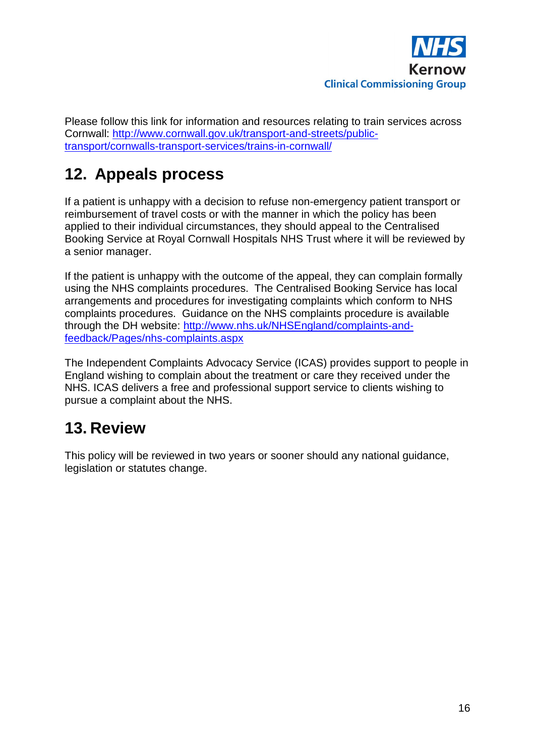Please follow this link for information and resources relating to train services across Cornwall: http://www.cornwall.gov.uk/transport-and-streets/public-transport/cornwalls-transport-services/trains-in-cornwall/

## 12. Appeals process

If a patient is unhappy with a decision to refuse non-emergency patient transport or reimbursement of travel costs or with the manner in which the policy has been applied to their individual circumstances, they should appeal to the Centralised Booking Service at Royal Cornwall Hospitals NHS Trust where it will be reviewed by a senior manager.

If the patient is unhappy with the outcome of the appeal, they can complain formally using the NHS complaints procedures. The Centralised Booking Service has local arrangements and procedures for investigating complaints which conform to NHS complaints procedures. Guidance on the NHS complaints procedure is available through the DH website: http://www.nhs.uk/NHSEngland/complaints-and-feedback/Pages/nhs-complaints.aspx

The Independent Complaints Advocacy Service (ICAS) provides support to people in England wishing to complain about the treatment or care they received under the NHS. ICAS delivers a free and professional support service to clients wishing to pursue a complaint about the NHS.

## 13. Review

This policy will be reviewed in two years or sooner should any national guidance, legislation or statutes change.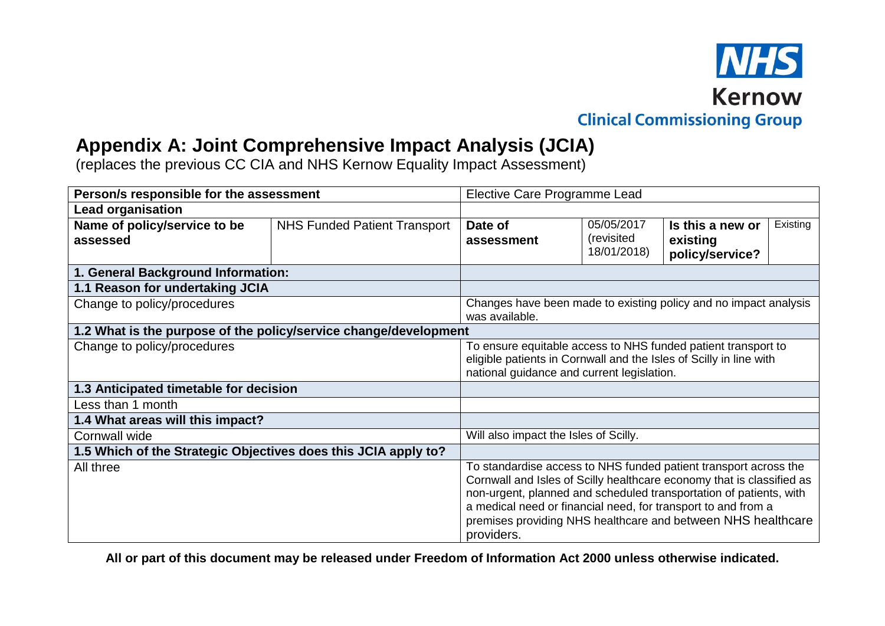NHS Kernow
Clinical Commissioning Group

# Appendix A: Joint Comprehensive Impact Analysis (JCIA)

(replaces the previous CC CIA and NHS Kernow Equality Impact Assessment)

| **Person/s responsible for the assessment** | | Elective Care Programme Lead | | | |
|---|---|---|---|---|---|
| **Lead organisation** | | | | | |
| **Name of policy/service to be assessed** | NHS Funded Patient Transport | **Date of assessment** | 05/05/2017 (revisited 18/01/2018) | **Is this a new or existing policy/service?** | Existing |
| **1. General Background Information:** | | | | | |
| **1.1 Reason for undertaking JCIA** | | | | | |
| Change to policy/procedures | | Changes have been made to existing policy and no impact analysis was available. | | | |
| **1.2 What is the purpose of the policy/service change/development** | | | | | |
| Change to policy/procedures | | To ensure equitable access to NHS funded patient transport to eligible patients in Cornwall and the Isles of Scilly in line with national guidance and current legislation. | | | |
| **1.3 Anticipated timetable for decision** | | | | | |
| Less than 1 month | | | | | |
| **1.4 What areas will this impact?** | | | | | |
| Cornwall wide | | Will also impact the Isles of Scilly. | | | |
| **1.5 Which of the Strategic Objectives does this JCIA apply to?** | | | | | |
| All three | | To standardise access to NHS funded patient transport across the Cornwall and Isles of Scilly healthcare economy that is classified as non-urgent, planned and scheduled transportation of patients, with a medical need or financial need, for transport to and from a premises providing NHS healthcare and between NHS healthcare providers. | | | |

**All or part of this document may be released under Freedom of Information Act 2000 unless otherwise indicated.**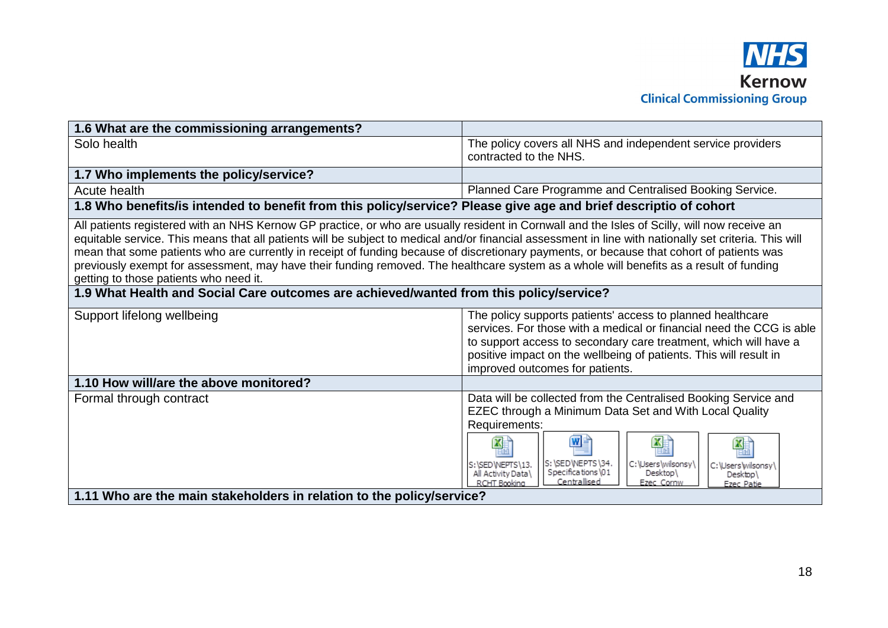| 1.6 What are the commissioning arrangements? | |
|---|---|
| Solo health | The policy covers all NHS and independent service providers contracted to the NHS. |
| **1.7 Who implements the policy/service?** | |
| Acute health | Planned Care Programme and Centralised Booking Service. |
| **1.8 Who benefits/is intended to benefit from this policy/service? Please give age and brief descriptio of cohort** | |
| All patients registered with an NHS Kernow GP practice, or who are usually resident in Cornwall and the Isles of Scilly, will now receive an equitable service. This means that all patients will be subject to medical and/or financial assessment in line with nationally set criteria. This will mean that some patients who are currently in receipt of funding because of discretionary payments, or because that cohort of patients was previously exempt for assessment, may have their funding removed. The healthcare system as a whole will benefits as a result of funding getting to those patients who need it. | |
| **1.9 What Health and Social Care outcomes are achieved/wanted from this policy/service?** | |
| Support lifelong wellbeing | The policy supports patients' access to planned healthcare services. For those with a medical or financial need the CCG is able to support access to secondary care treatment, which will have a positive impact on the wellbeing of patients. This will result in improved outcomes for patients. |
| **1.10 How will/are the above monitored?** | |
| Formal through contract | Data will be collected from the Centralised Booking Service and EZEC through a Minimum Data Set and With Local Quality Requirements: S:\SED\NEPTS\13. All Activity Data\ RCHT Booking; S:\SED\NEPTS\34. Specifications\01 Centralised; C:\Users\wilsonsy\ Desktop\ Ezec Cornw; C:\Users\wilsonsy\ Desktop\ Ezec Patie |
| **1.11 Who are the main stakeholders in relation to the policy/service?** | |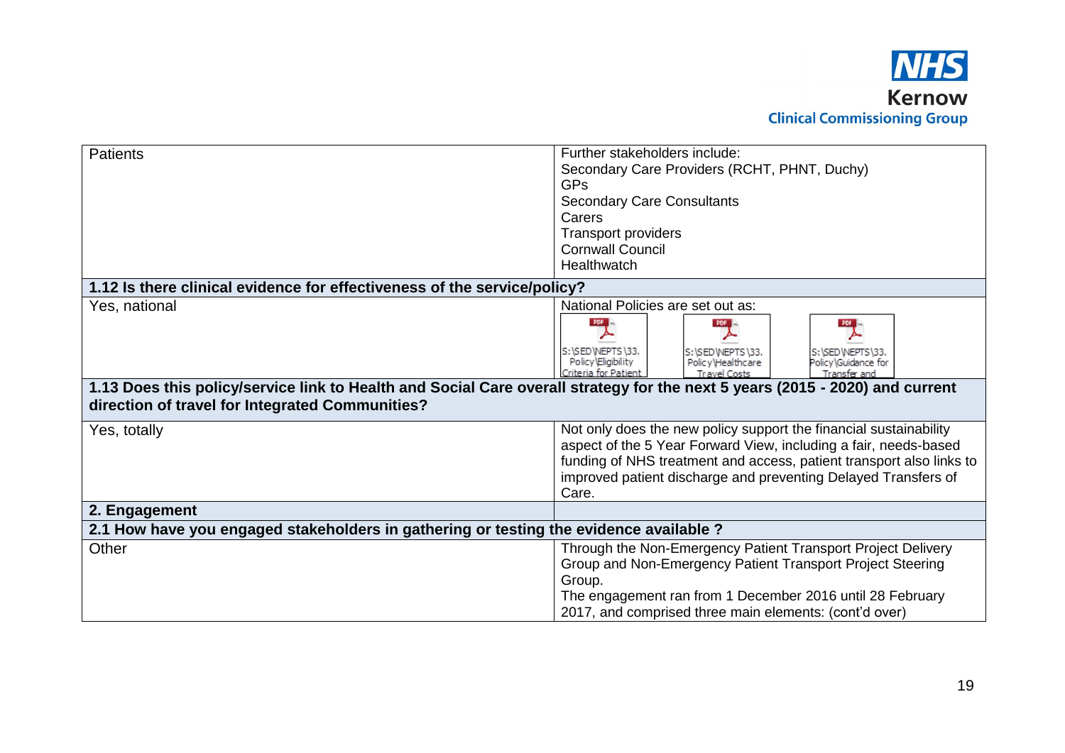| | |
|---|---|
| Patients | Further stakeholders include:<br>Secondary Care Providers (RCHT, PHNT, Duchy)<br>GPs<br>Secondary Care Consultants<br>Carers<br>Transport providers<br>Cornwall Council<br>Healthwatch |
| **1.12 Is there clinical evidence for effectiveness of the service/policy?** | |
| Yes, national | National Policies are set out as:<br>S:\SED\NEPTS\33. Policy\Eligibility Criteria for Patient<br>S:\SED\NEPTS\33. Policy\Healthcare Travel Costs<br>S:\SED\NEPTS\33. Policy\Guidance for Transfer and |
| **1.13 Does this policy/service link to Health and Social Care overall strategy for the next 5 years (2015 - 2020) and current direction of travel for Integrated Communities?** | |
| Yes, totally | Not only does the new policy support the financial sustainability aspect of the 5 Year Forward View, including a fair, needs-based funding of NHS treatment and access, patient transport also links to improved patient discharge and preventing Delayed Transfers of Care. |
| **2. Engagement** | |
| **2.1 How have you engaged stakeholders in gathering or testing the evidence available ?** | |
| Other | Through the Non-Emergency Patient Transport Project Delivery Group and Non-Emergency Patient Transport Project Steering Group.<br>The engagement ran from 1 December 2016 until 28 February 2017, and comprised three main elements: (cont'd over) |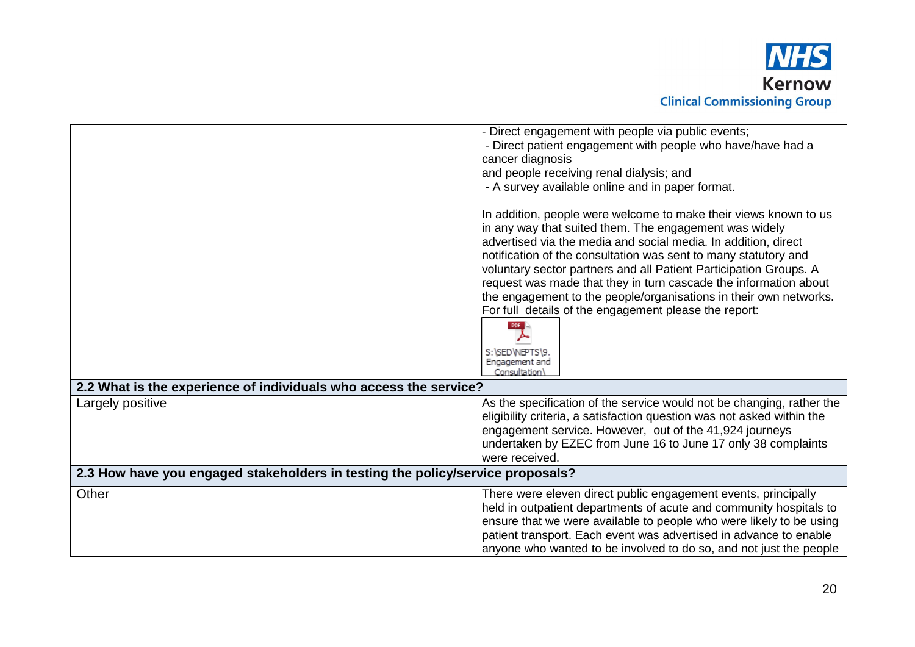| | |
|---|---|
| | - Direct engagement with people via public events;<br>- Direct patient engagement with people who have/have had a cancer diagnosis<br>and people receiving renal dialysis; and<br>- A survey available online and in paper format.<br><br>In addition, people were welcome to make their views known to us in any way that suited them. The engagement was widely advertised via the media and social media. In addition, direct notification of the consultation was sent to many statutory and voluntary sector partners and all Patient Participation Groups. A request was made that they in turn cascade the information about the engagement to the people/organisations in their own networks. For full details of the engagement please the report:<br>S:\SED\NEPTS\9. Engagement and Consultation\ |
| **2.2 What is the experience of individuals who access the service?** | |
| Largely positive | As the specification of the service would not be changing, rather the eligibility criteria, a satisfaction question was not asked within the engagement service. However, out of the 41,924 journeys undertaken by EZEC from June 16 to June 17 only 38 complaints were received. |
| **2.3 How have you engaged stakeholders in testing the policy/service proposals?** | |
| Other | There were eleven direct public engagement events, principally held in outpatient departments of acute and community hospitals to ensure that we were available to people who were likely to be using patient transport. Each event was advertised in advance to enable anyone who wanted to be involved to do so, and not just the people |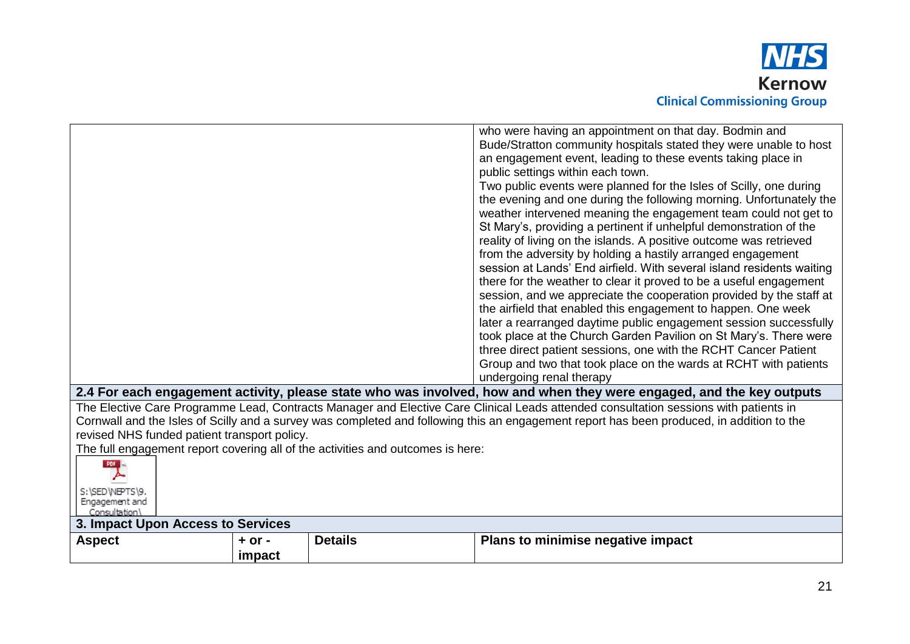| | |
|---|---|
| | who were having an appointment on that day. Bodmin and Bude/Stratton community hospitals stated they were unable to host an engagement event, leading to these events taking place in public settings within each town.<br>Two public events were planned for the Isles of Scilly, one during the evening and one during the following morning. Unfortunately the weather intervened meaning the engagement team could not get to St Mary's, providing a pertinent if unhelpful demonstration of the reality of living on the islands. A positive outcome was retrieved from the adversity by holding a hastily arranged engagement session at Lands' End airfield. With several island residents waiting there for the weather to clear it proved to be a useful engagement session, and we appreciate the cooperation provided by the staff at the airfield that enabled this engagement to happen. One week later a rearranged daytime public engagement session successfully took place at the Church Garden Pavilion on St Mary's. There were three direct patient sessions, one with the RCHT Cancer Patient Group and two that took place on the wards at RCHT with patients undergoing renal therapy |

**2.4 For each engagement activity, please state who was involved, how and when they were engaged, and the key outputs**

The Elective Care Programme Lead, Contracts Manager and Elective Care Clinical Leads attended consultation sessions with patients in Cornwall and the Isles of Scilly and a survey was completed and following this an engagement report has been produced, in addition to the revised NHS funded patient transport policy.

The full engagement report covering all of the activities and outcomes is here:

S:\SED\NEPTS\9. Engagement and Consultation\

**3. Impact Upon Access to Services**

| Aspect | + or - impact | Details | Plans to minimise negative impact |
|---|---|---|---|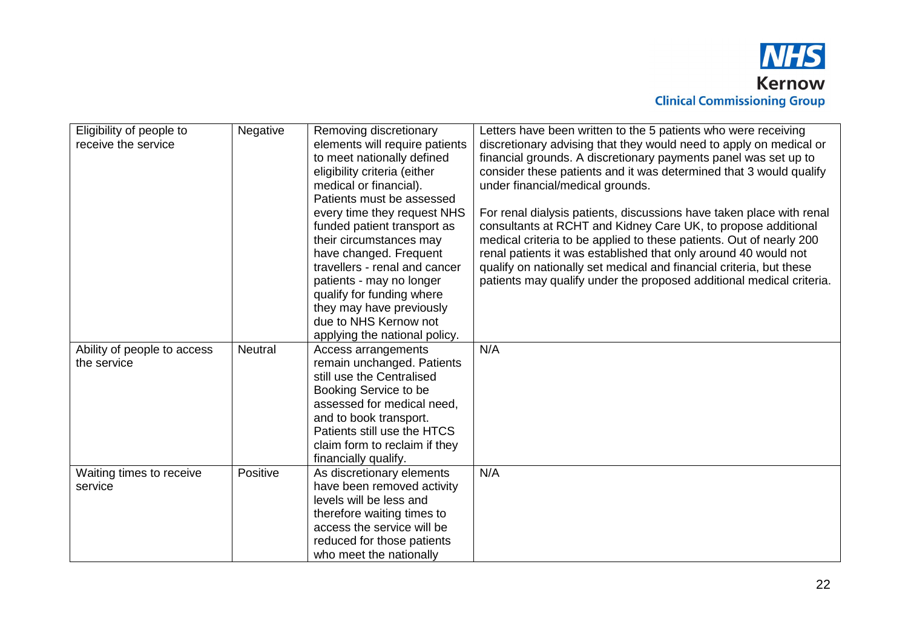| | | | |
|---|---|---|---|
| Eligibility of people to receive the service | Negative | Removing discretionary elements will require patients to meet nationally defined eligibility criteria (either medical or financial). Patients must be assessed every time they request NHS funded patient transport as their circumstances may have changed. Frequent travellers - renal and cancer patients - may no longer qualify for funding where they may have previously due to NHS Kernow not applying the national policy. | Letters have been written to the 5 patients who were receiving discretionary advising that they would need to apply on medical or financial grounds. A discretionary payments panel was set up to consider these patients and it was determined that 3 would qualify under financial/medical grounds.<br><br>For renal dialysis patients, discussions have taken place with renal consultants at RCHT and Kidney Care UK, to propose additional medical criteria to be applied to these patients. Out of nearly 200 renal patients it was established that only around 40 would not qualify on nationally set medical and financial criteria, but these patients may qualify under the proposed additional medical criteria. |
| Ability of people to access the service | Neutral | Access arrangements remain unchanged. Patients still use the Centralised Booking Service to be assessed for medical need, and to book transport. Patients still use the HTCS claim form to reclaim if they financially qualify. | N/A |
| Waiting times to receive service | Positive | As discretionary elements have been removed activity levels will be less and therefore waiting times to access the service will be reduced for those patients who meet the nationally | N/A |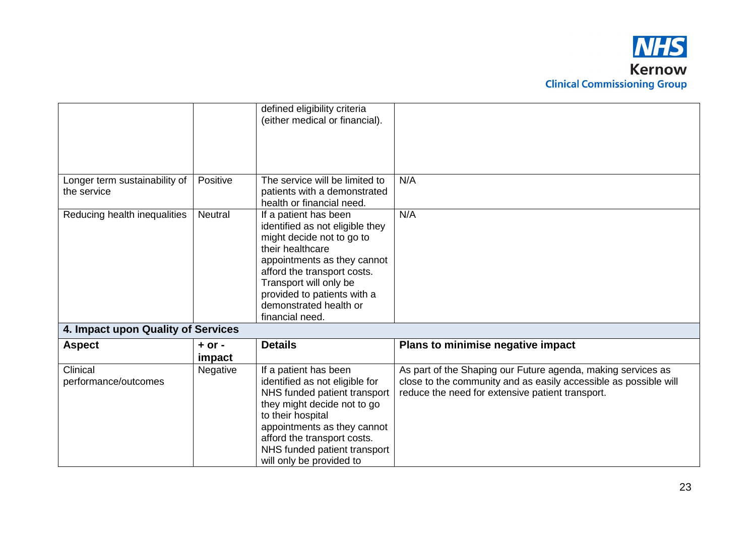| | | | |
|---|---|---|---|
| | | defined eligibility criteria (either medical or financial). | |
| Longer term sustainability of the service | Positive | The service will be limited to patients with a demonstrated health or financial need. | N/A |
| Reducing health inequalities | Neutral | If a patient has been identified as not eligible they might decide not to go to their healthcare appointments as they cannot afford the transport costs. Transport will only be provided to patients with a demonstrated health or financial need. | N/A |

**4. Impact upon Quality of Services**

| Aspect | + or - impact | Details | Plans to minimise negative impact |
|---|---|---|---|
| Clinical performance/outcomes | Negative | If a patient has been identified as not eligible for NHS funded patient transport they might decide not to go to their hospital appointments as they cannot afford the transport costs. NHS funded patient transport will only be provided to | As part of the Shaping our Future agenda, making services as close to the community and as easily accessible as possible will reduce the need for extensive patient transport. |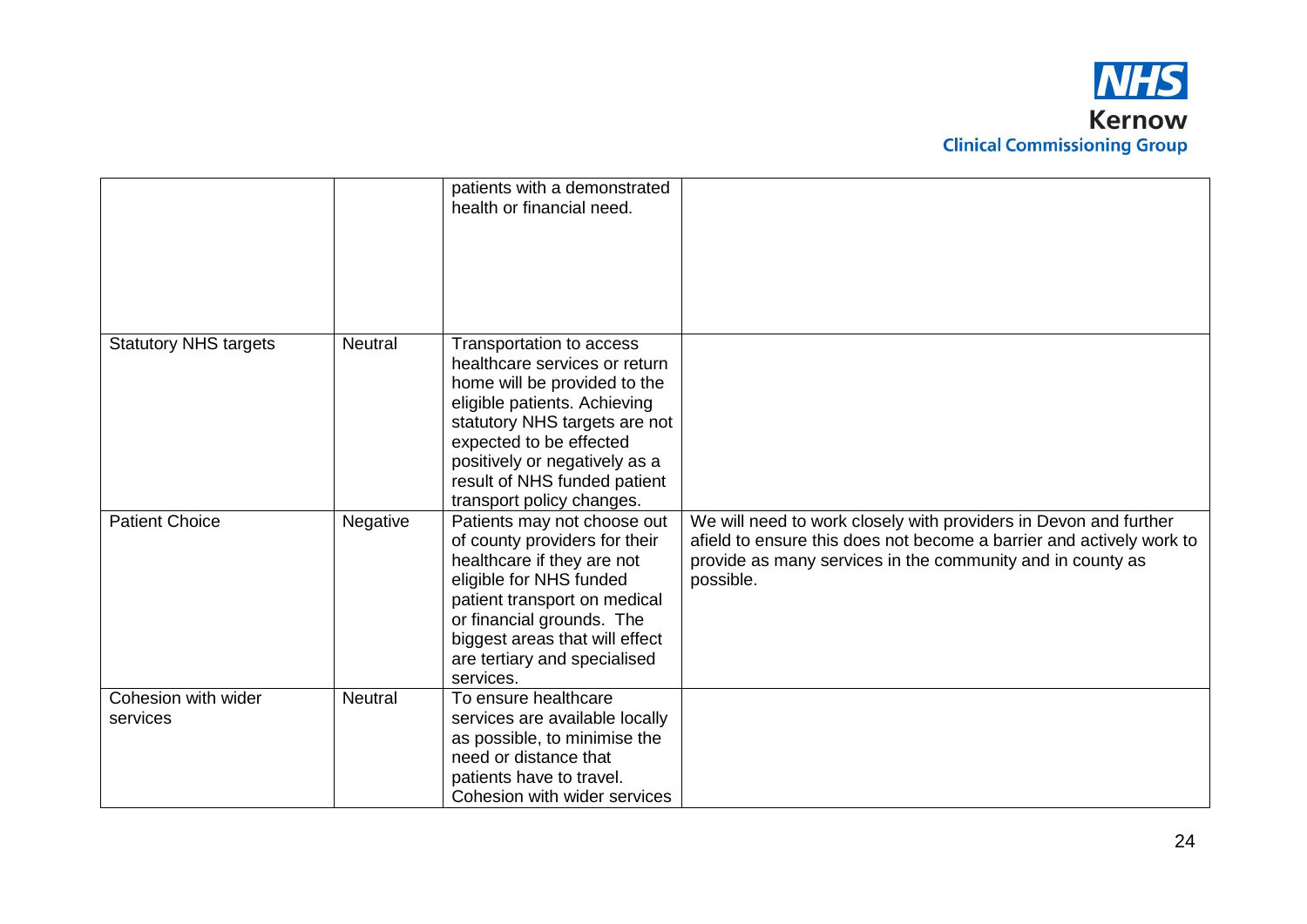| | | | |
|---|---|---|---|
| | | patients with a demonstrated health or financial need. | |
| Statutory NHS targets | Neutral | Transportation to access healthcare services or return home will be provided to the eligible patients. Achieving statutory NHS targets are not expected to be effected positively or negatively as a result of NHS funded patient transport policy changes. | |
| Patient Choice | Negative | Patients may not choose out of county providers for their healthcare if they are not eligible for NHS funded patient transport on medical or financial grounds. The biggest areas that will effect are tertiary and specialised services. | We will need to work closely with providers in Devon and further afield to ensure this does not become a barrier and actively work to provide as many services in the community and in county as possible. |
| Cohesion with wider services | Neutral | To ensure healthcare services are available locally as possible, to minimise the need or distance that patients have to travel. Cohesion with wider services | |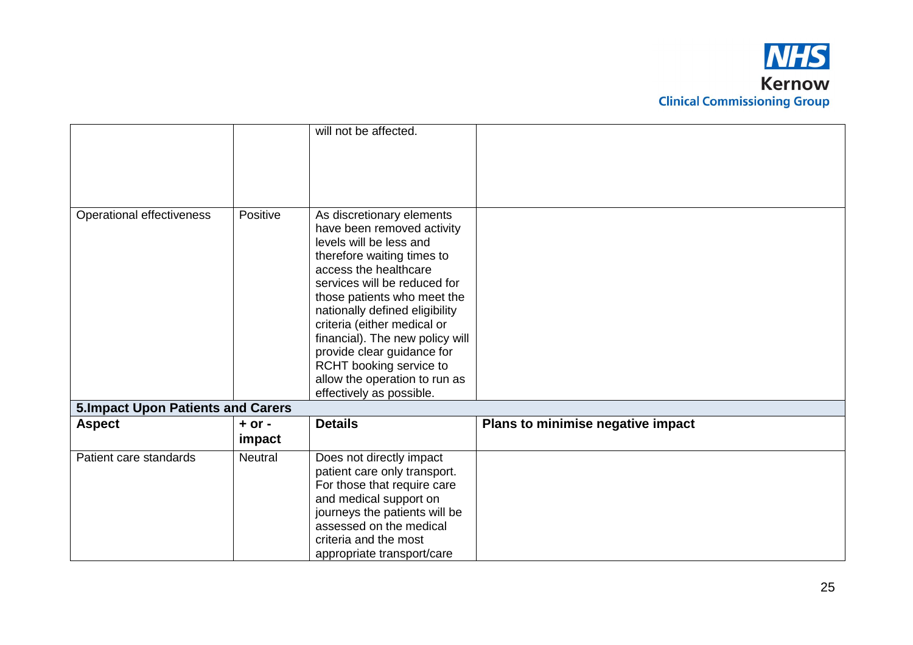| | | | |
|---|---|---|---|
| | | will not be affected. | |
| Operational effectiveness | Positive | As discretionary elements have been removed activity levels will be less and therefore waiting times to access the healthcare services will be reduced for those patients who meet the nationally defined eligibility criteria (either medical or financial). The new policy will provide clear guidance for RCHT booking service to allow the operation to run as effectively as possible. | |
| **5.Impact Upon Patients and Carers** | | | |
| **Aspect** | **+ or - impact** | **Details** | **Plans to minimise negative impact** |
| Patient care standards | Neutral | Does not directly impact patient care only transport. For those that require care and medical support on journeys the patients will be assessed on the medical criteria and the most appropriate transport/care | |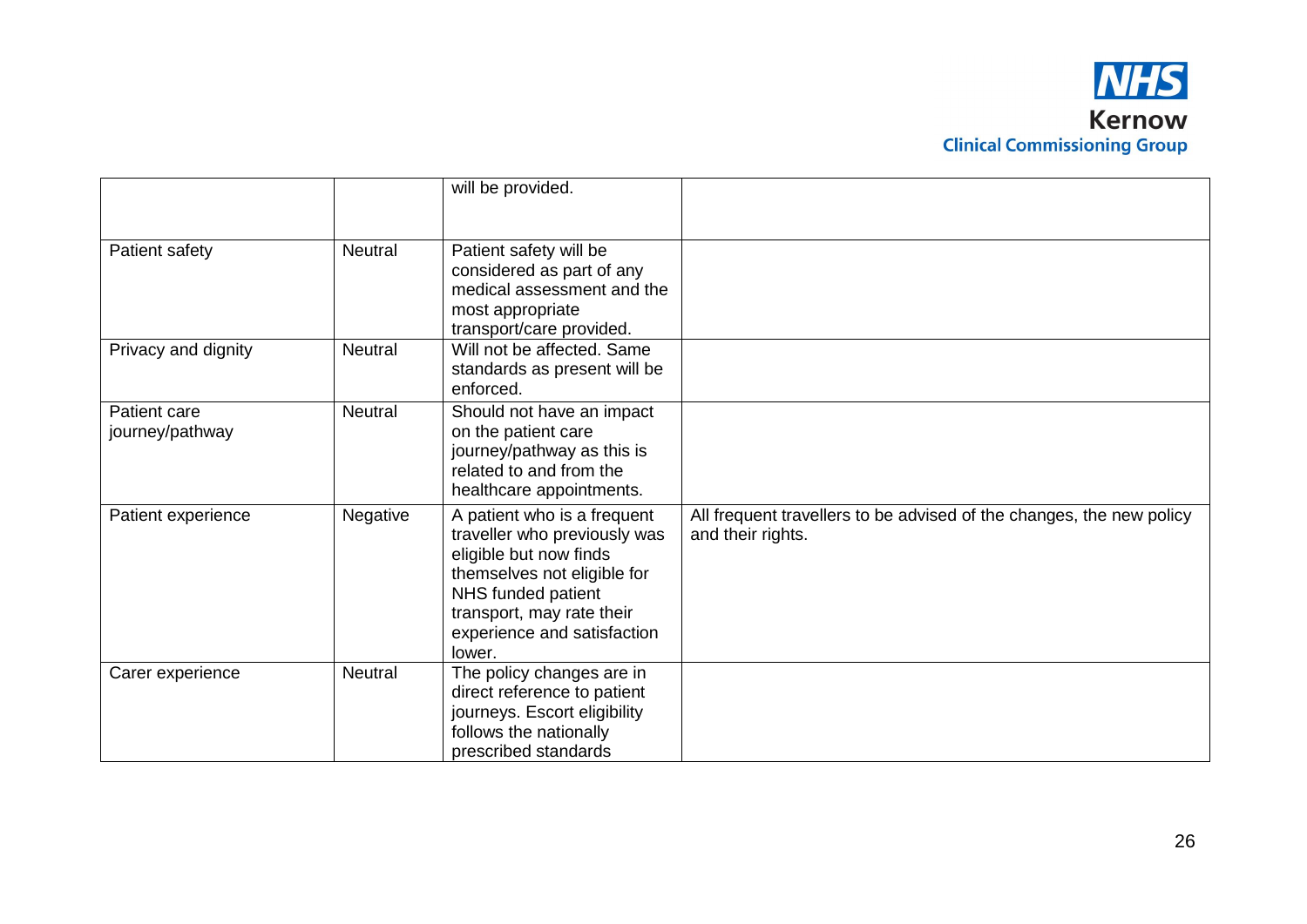| | | | |
|---|---|---|---|
| | | will be provided. | |
| Patient safety | Neutral | Patient safety will be considered as part of any medical assessment and the most appropriate transport/care provided. | |
| Privacy and dignity | Neutral | Will not be affected. Same standards as present will be enforced. | |
| Patient care journey/pathway | Neutral | Should not have an impact on the patient care journey/pathway as this is related to and from the healthcare appointments. | |
| Patient experience | Negative | A patient who is a frequent traveller who previously was eligible but now finds themselves not eligible for NHS funded patient transport, may rate their experience and satisfaction lower. | All frequent travellers to be advised of the changes, the new policy and their rights. |
| Carer experience | Neutral | The policy changes are in direct reference to patient journeys. Escort eligibility follows the nationally prescribed standards | |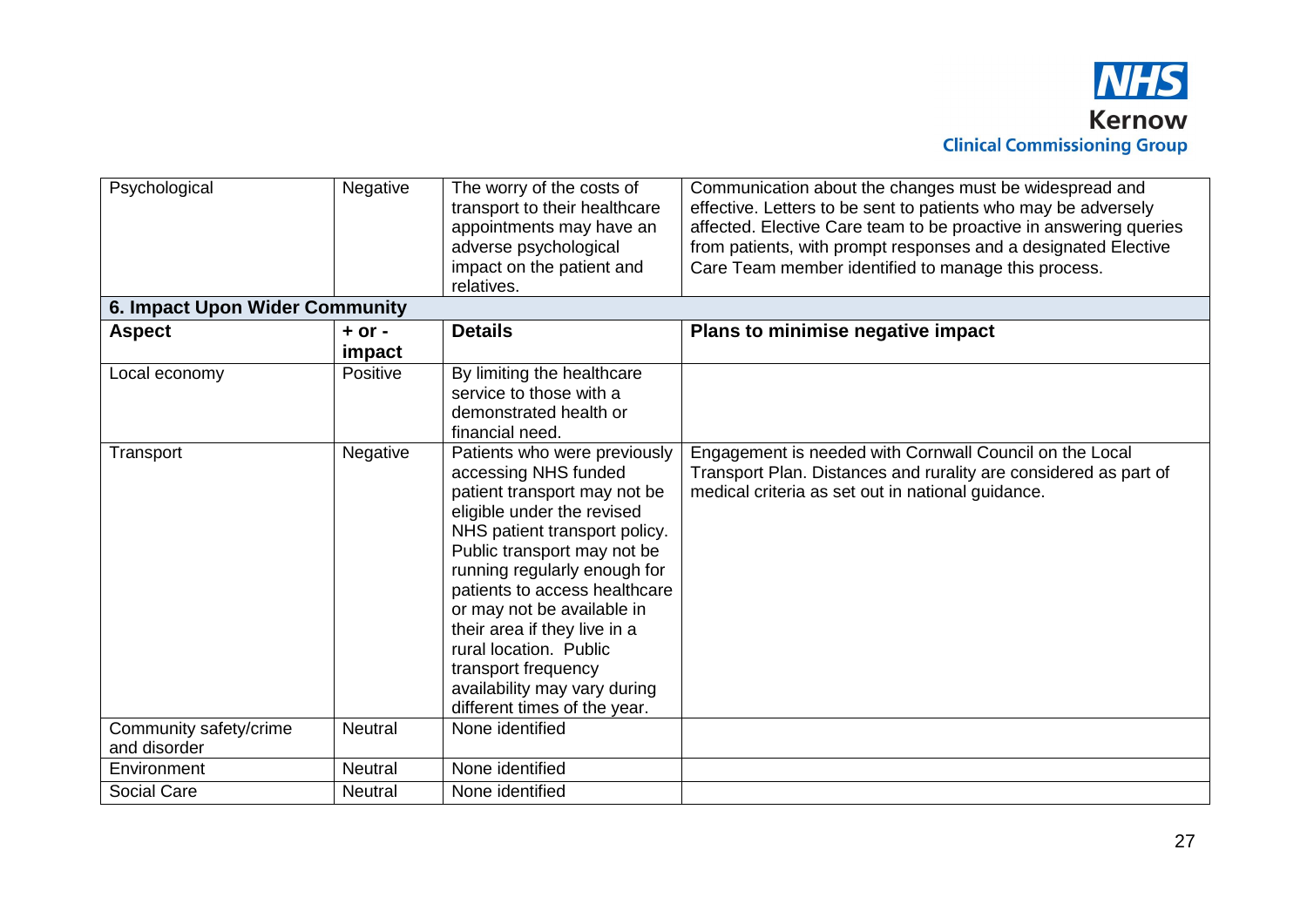| Psychological | Negative | The worry of the costs of transport to their healthcare appointments may have an adverse psychological impact on the patient and relatives. | Communication about the changes must be widespread and effective. Letters to be sent to patients who may be adversely affected. Elective Care team to be proactive in answering queries from patients, with prompt responses and a designated Elective Care Team member identified to manage this process. |
|---|---|---|---|
| **6. Impact Upon Wider Community** | | | |
| **Aspect** | **+ or - impact** | **Details** | **Plans to minimise negative impact** |
| Local economy | Positive | By limiting the healthcare service to those with a demonstrated health or financial need. | |
| Transport | Negative | Patients who were previously accessing NHS funded patient transport may not be eligible under the revised NHS patient transport policy. Public transport may not be running regularly enough for patients to access healthcare or may not be available in their area if they live in a rural location. Public transport frequency availability may vary during different times of the year. | Engagement is needed with Cornwall Council on the Local Transport Plan. Distances and rurality are considered as part of medical criteria as set out in national guidance. |
| Community safety/crime and disorder | Neutral | None identified | |
| Environment | Neutral | None identified | |
| Social Care | Neutral | None identified | |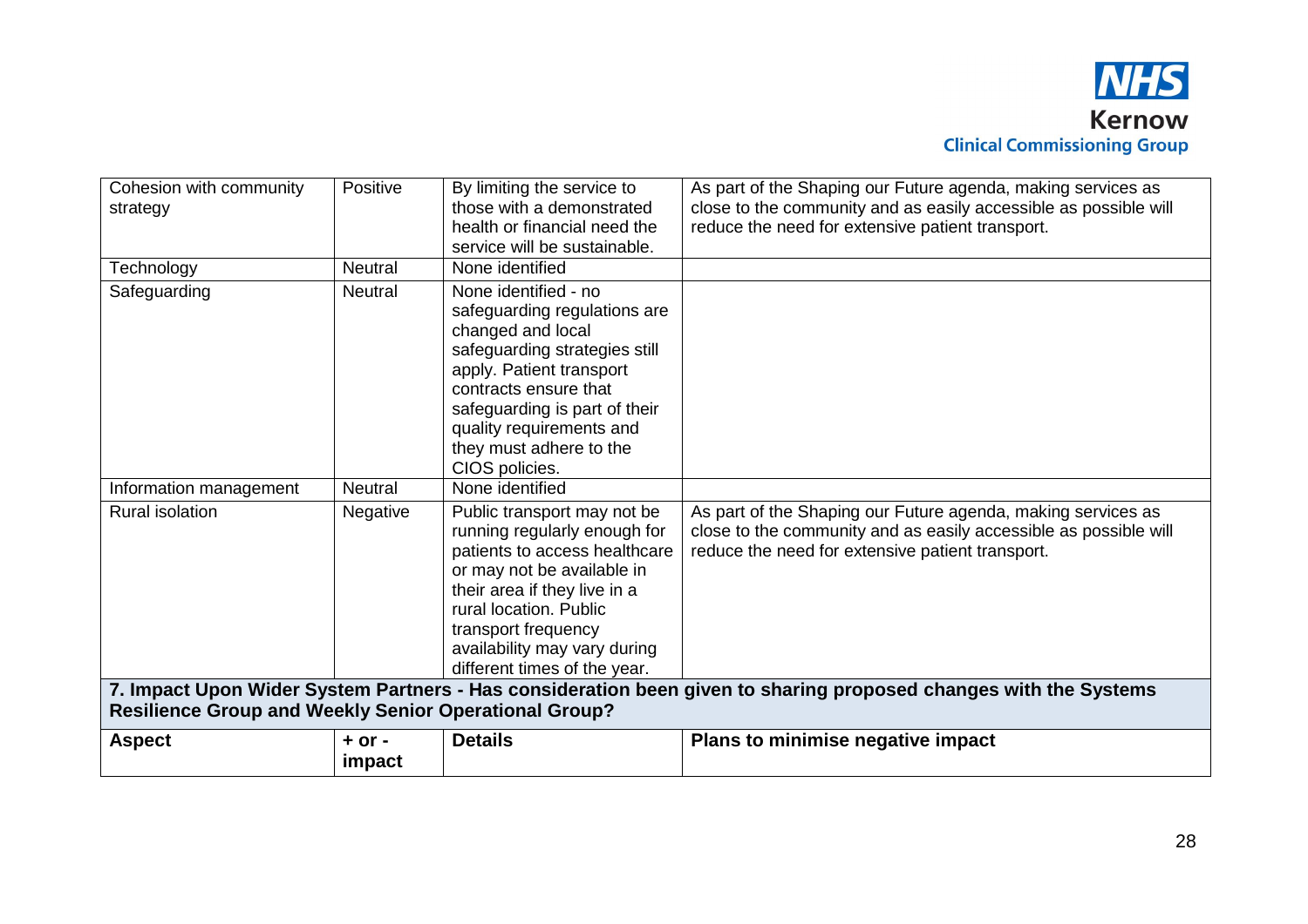| Cohesion with community strategy | Positive | By limiting the service to those with a demonstrated health or financial need the service will be sustainable. | As part of the Shaping our Future agenda, making services as close to the community and as easily accessible as possible will reduce the need for extensive patient transport. |
|---|---|---|---|
| Technology | Neutral | None identified | |
| Safeguarding | Neutral | None identified - no safeguarding regulations are changed and local safeguarding strategies still apply. Patient transport contracts ensure that safeguarding is part of their quality requirements and they must adhere to the CIOS policies. | |
| Information management | Neutral | None identified | |
| Rural isolation | Negative | Public transport may not be running regularly enough for patients to access healthcare or may not be available in their area if they live in a rural location. Public transport frequency availability may vary during different times of the year. | As part of the Shaping our Future agenda, making services as close to the community and as easily accessible as possible will reduce the need for extensive patient transport. |

**7. Impact Upon Wider System Partners - Has consideration been given to sharing proposed changes with the Systems Resilience Group and Weekly Senior Operational Group?**

| Aspect | + or - impact | Details | Plans to minimise negative impact |
|---|---|---|---|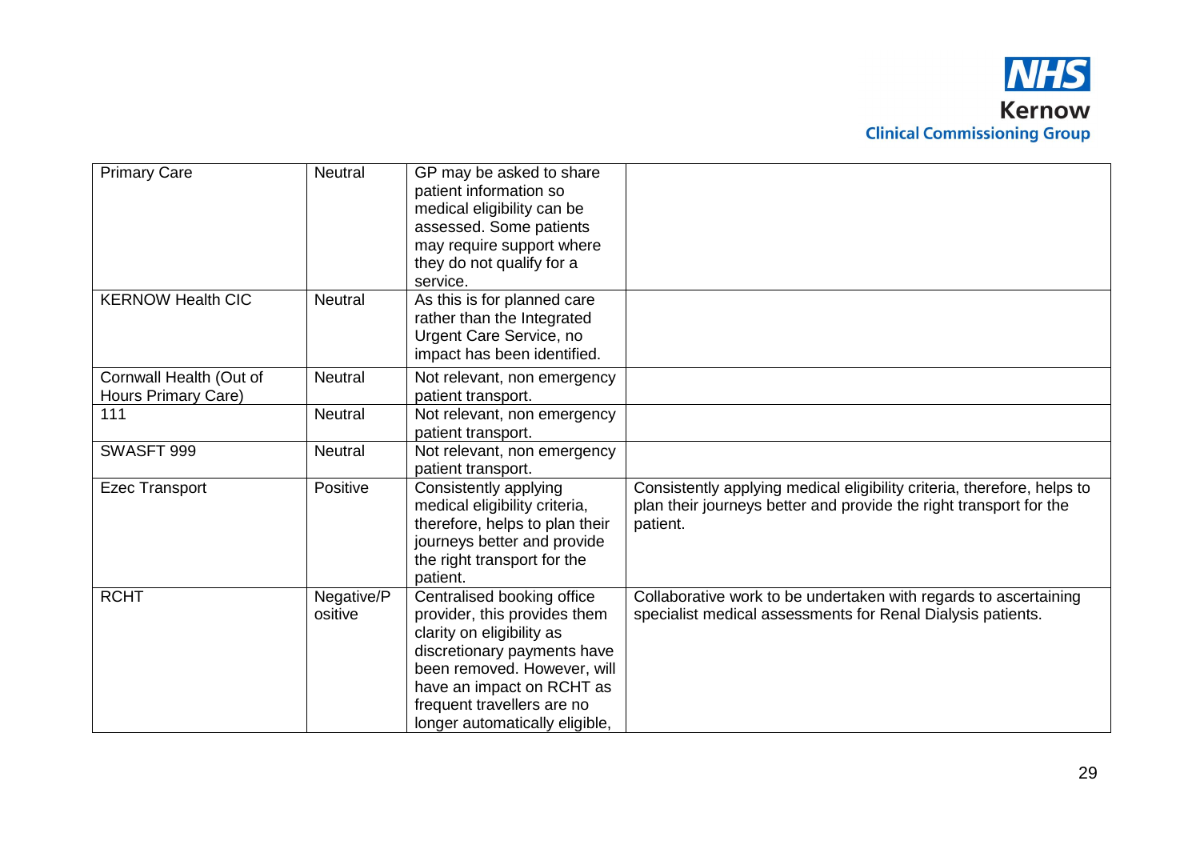| | | | |
|---|---|---|---|
| Primary Care | Neutral | GP may be asked to share patient information so medical eligibility can be assessed. Some patients may require support where they do not qualify for a service. | |
| KERNOW Health CIC | Neutral | As this is for planned care rather than the Integrated Urgent Care Service, no impact has been identified. | |
| Cornwall Health (Out of Hours Primary Care) | Neutral | Not relevant, non emergency patient transport. | |
| 111 | Neutral | Not relevant, non emergency patient transport. | |
| SWASFT 999 | Neutral | Not relevant, non emergency patient transport. | |
| Ezec Transport | Positive | Consistently applying medical eligibility criteria, therefore, helps to plan their journeys better and provide the right transport for the patient. | Consistently applying medical eligibility criteria, therefore, helps to plan their journeys better and provide the right transport for the patient. |
| RCHT | Negative/Positive | Centralised booking office provider, this provides them clarity on eligibility as discretionary payments have been removed. However, will have an impact on RCHT as frequent travellers are no longer automatically eligible, | Collaborative work to be undertaken with regards to ascertaining specialist medical assessments for Renal Dialysis patients. |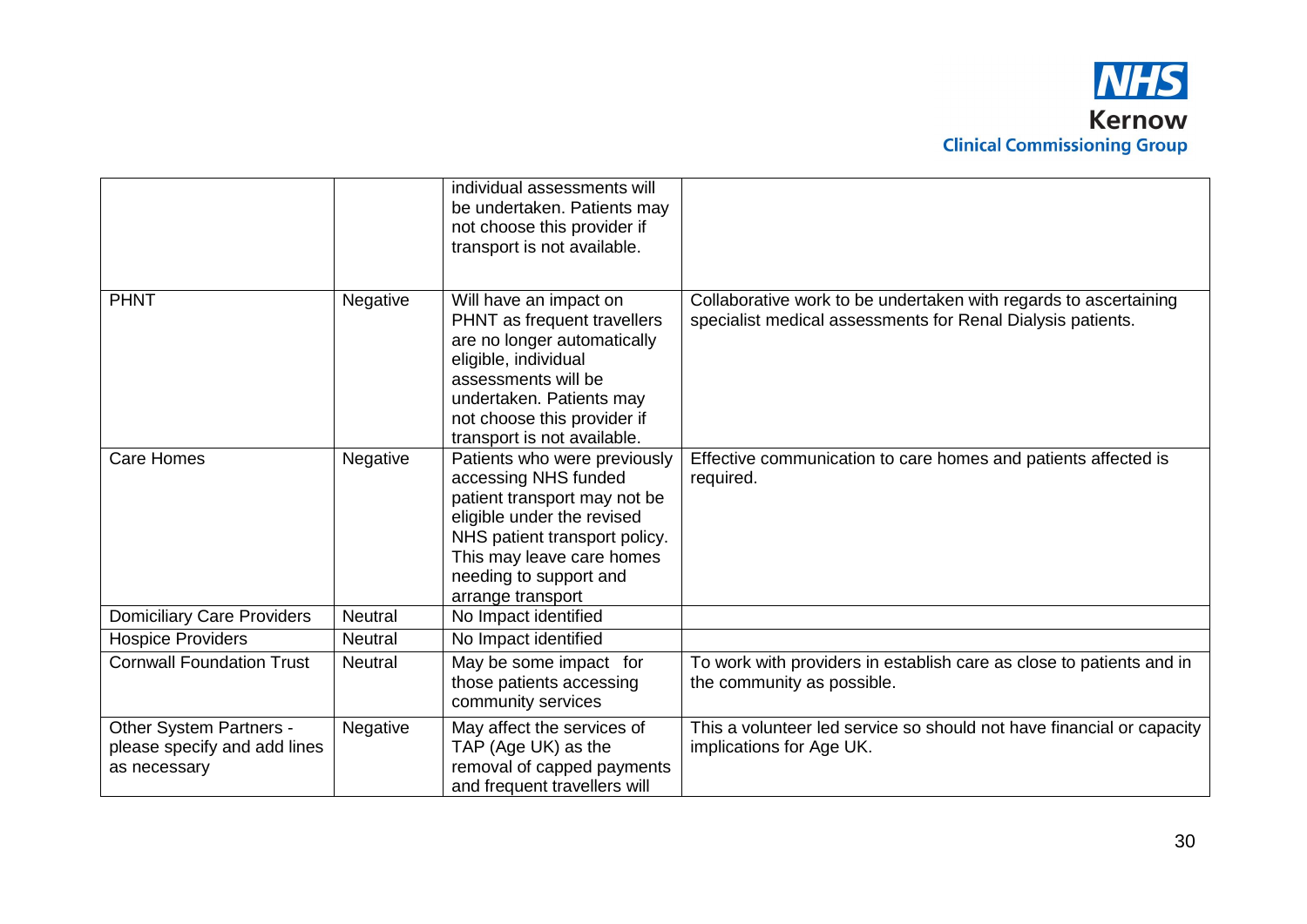| | | | |
|---|---|---|---|
| | | individual assessments will be undertaken. Patients may not choose this provider if transport is not available. | |
| PHNT | Negative | Will have an impact on PHNT as frequent travellers are no longer automatically eligible, individual assessments will be undertaken. Patients may not choose this provider if transport is not available. | Collaborative work to be undertaken with regards to ascertaining specialist medical assessments for Renal Dialysis patients. |
| Care Homes | Negative | Patients who were previously accessing NHS funded patient transport may not be eligible under the revised NHS patient transport policy. This may leave care homes needing to support and arrange transport | Effective communication to care homes and patients affected is required. |
| Domiciliary Care Providers | Neutral | No Impact identified | |
| Hospice Providers | Neutral | No Impact identified | |
| Cornwall Foundation Trust | Neutral | May be some impact for those patients accessing community services | To work with providers in establish care as close to patients and in the community as possible. |
| Other System Partners - please specify and add lines as necessary | Negative | May affect the services of TAP (Age UK) as the removal of capped payments and frequent travellers will | This a volunteer led service so should not have financial or capacity implications for Age UK. |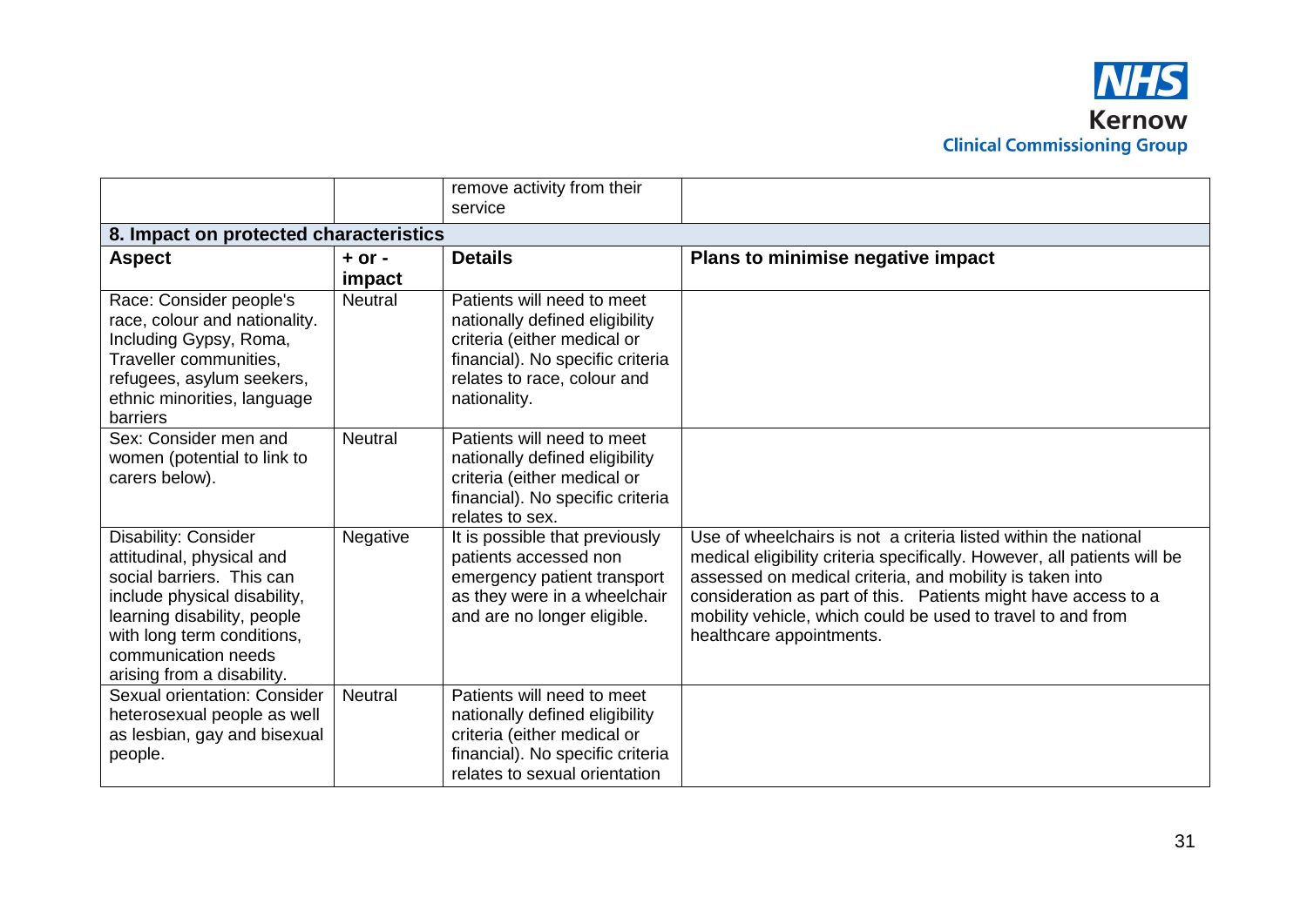| | | remove activity from their service | |
|---|---|---|---|
| **8. Impact on protected characteristics** | | | |
| **Aspect** | **+ or - impact** | **Details** | **Plans to minimise negative impact** |
| Race: Consider people's race, colour and nationality. Including Gypsy, Roma, Traveller communities, refugees, asylum seekers, ethnic minorities, language barriers | Neutral | Patients will need to meet nationally defined eligibility criteria (either medical or financial). No specific criteria relates to race, colour and nationality. | |
| Sex: Consider men and women (potential to link to carers below). | Neutral | Patients will need to meet nationally defined eligibility criteria (either medical or financial). No specific criteria relates to sex. | |
| Disability: Consider attitudinal, physical and social barriers. This can include physical disability, learning disability, people with long term conditions, communication needs arising from a disability. | Negative | It is possible that previously patients accessed non emergency patient transport as they were in a wheelchair and are no longer eligible. | Use of wheelchairs is not a criteria listed within the national medical eligibility criteria specifically. However, all patients will be assessed on medical criteria, and mobility is taken into consideration as part of this. Patients might have access to a mobility vehicle, which could be used to travel to and from healthcare appointments. |
| Sexual orientation: Consider heterosexual people as well as lesbian, gay and bisexual people. | Neutral | Patients will need to meet nationally defined eligibility criteria (either medical or financial). No specific criteria relates to sexual orientation | |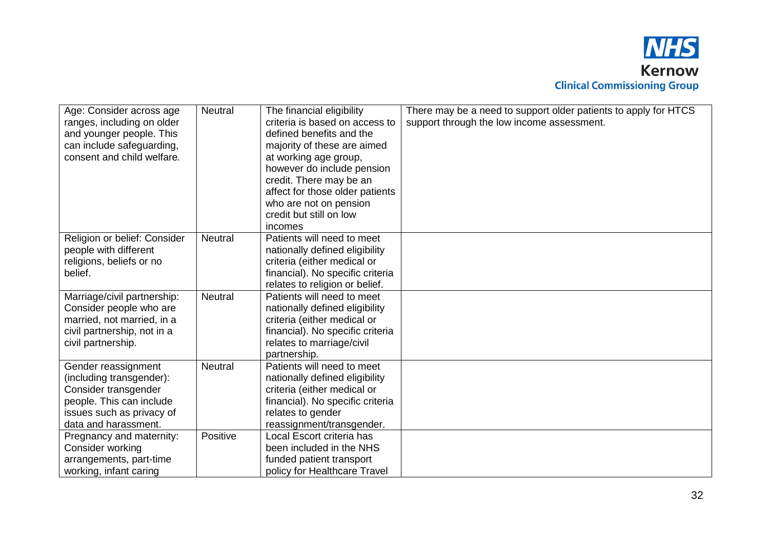| | | | |
|---|---|---|---|
| Age: Consider across age ranges, including on older and younger people. This can include safeguarding, consent and child welfare. | Neutral | The financial eligibility criteria is based on access to defined benefits and the majority of these are aimed at working age group, however do include pension credit. There may be an affect for those older patients who are not on pension credit but still on low incomes | There may be a need to support older patients to apply for HTCS support through the low income assessment. |
| Religion or belief: Consider people with different religions, beliefs or no belief. | Neutral | Patients will need to meet nationally defined eligibility criteria (either medical or financial). No specific criteria relates to religion or belief. | |
| Marriage/civil partnership: Consider people who are married, not married, in a civil partnership, not in a civil partnership. | Neutral | Patients will need to meet nationally defined eligibility criteria (either medical or financial). No specific criteria relates to marriage/civil partnership. | |
| Gender reassignment (including transgender): Consider transgender people. This can include issues such as privacy of data and harassment. | Neutral | Patients will need to meet nationally defined eligibility criteria (either medical or financial). No specific criteria relates to gender reassignment/transgender. | |
| Pregnancy and maternity: Consider working arrangements, part-time working, infant caring | Positive | Local Escort criteria has been included in the NHS funded patient transport policy for Healthcare Travel | |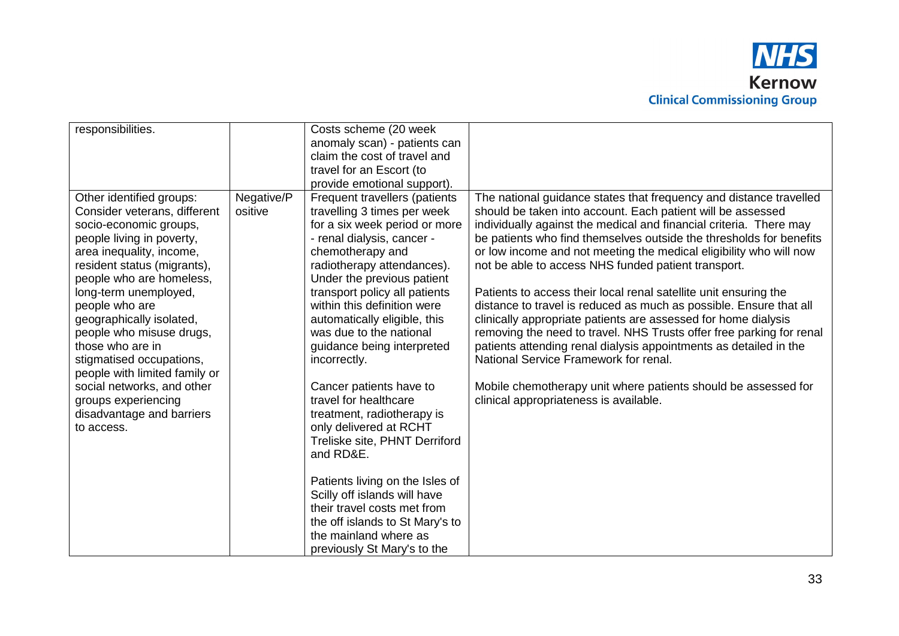| | | | |
|---|---|---|---|
| responsibilities. | | Costs scheme (20 week anomaly scan) - patients can claim the cost of travel and travel for an Escort (to provide emotional support). | |
| Other identified groups: Consider veterans, different socio-economic groups, people living in poverty, area inequality, income, resident status (migrants), people who are homeless, long-term unemployed, people who are geographically isolated, people who misuse drugs, those who are in stigmatised occupations, people with limited family or social networks, and other groups experiencing disadvantage and barriers to access. | Negative/Positive | Frequent travellers (patients travelling 3 times per week for a six week period or more - renal dialysis, cancer - chemotherapy and radiotherapy attendances). Under the previous patient transport policy all patients within this definition were automatically eligible, this was due to the national guidance being interpreted incorrectly.<br><br>Cancer patients have to travel for healthcare treatment, radiotherapy is only delivered at RCHT Treliske site, PHNT Derriford and RD&E.<br><br>Patients living on the Isles of Scilly off islands will have their travel costs met from the off islands to St Mary's to the mainland where as previously St Mary's to the | The national guidance states that frequency and distance travelled should be taken into account. Each patient will be assessed individually against the medical and financial criteria. There may be patients who find themselves outside the thresholds for benefits or low income and not meeting the medical eligibility who will now not be able to access NHS funded patient transport.<br><br>Patients to access their local renal satellite unit ensuring the distance to travel is reduced as much as possible. Ensure that all clinically appropriate patients are assessed for home dialysis removing the need to travel. NHS Trusts offer free parking for renal patients attending renal dialysis appointments as detailed in the National Service Framework for renal.<br><br>Mobile chemotherapy unit where patients should be assessed for clinical appropriateness is available. |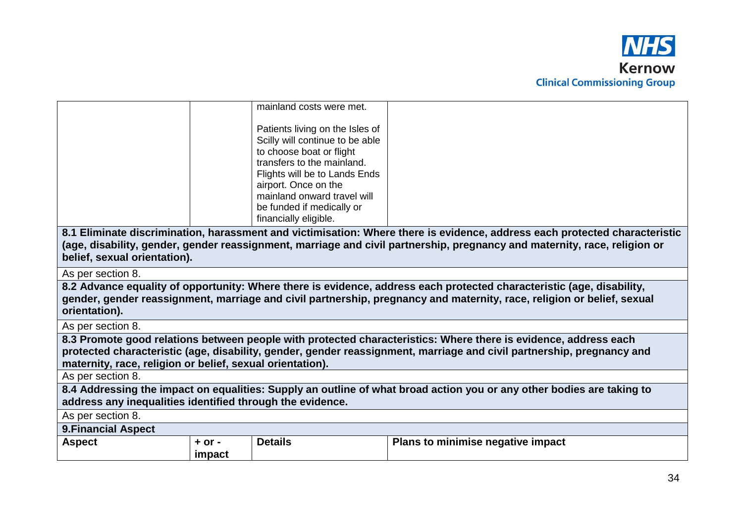| | | | |
|---|---|---|---|
| | | mainland costs were met.<br><br>Patients living on the Isles of Scilly will continue to be able to choose boat or flight transfers to the mainland. Flights will be to Lands Ends airport. Once on the mainland onward travel will be funded if medically or financially eligible. | |

**8.1 Eliminate discrimination, harassment and victimisation: Where there is evidence, address each protected characteristic (age, disability, gender, gender reassignment, marriage and civil partnership, pregnancy and maternity, race, religion or belief, sexual orientation).**

As per section 8.

**8.2 Advance equality of opportunity: Where there is evidence, address each protected characteristic (age, disability, gender, gender reassignment, marriage and civil partnership, pregnancy and maternity, race, religion or belief, sexual orientation).**

As per section 8.

**8.3 Promote good relations between people with protected characteristics: Where there is evidence, address each protected characteristic (age, disability, gender, gender reassignment, marriage and civil partnership, pregnancy and maternity, race, religion or belief, sexual orientation).**

As per section 8.

**8.4 Addressing the impact on equalities: Supply an outline of what broad action you or any other bodies are taking to address any inequalities identified through the evidence.**

As per section 8.

**9.Financial Aspect**

| Aspect | + or - impact | Details | Plans to minimise negative impact |
|---|---|---|---|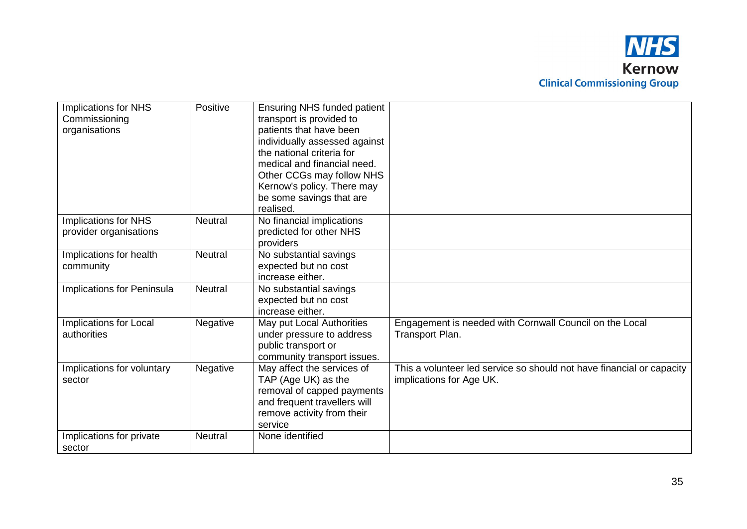| Implications for NHS Commissioning organisations | Positive | Ensuring NHS funded patient transport is provided to patients that have been individually assessed against the national criteria for medical and financial need. Other CCGs may follow NHS Kernow's policy. There may be some savings that are realised. | |
|---|---|---|---|
| Implications for NHS provider organisations | Neutral | No financial implications predicted for other NHS providers | |
| Implications for health community | Neutral | No substantial savings expected but no cost increase either. | |
| Implications for Peninsula | Neutral | No substantial savings expected but no cost increase either. | |
| Implications for Local authorities | Negative | May put Local Authorities under pressure to address public transport or community transport issues. | Engagement is needed with Cornwall Council on the Local Transport Plan. |
| Implications for voluntary sector | Negative | May affect the services of TAP (Age UK) as the removal of capped payments and frequent travellers will remove activity from their service | This a volunteer led service so should not have financial or capacity implications for Age UK. |
| Implications for private sector | Neutral | None identified | |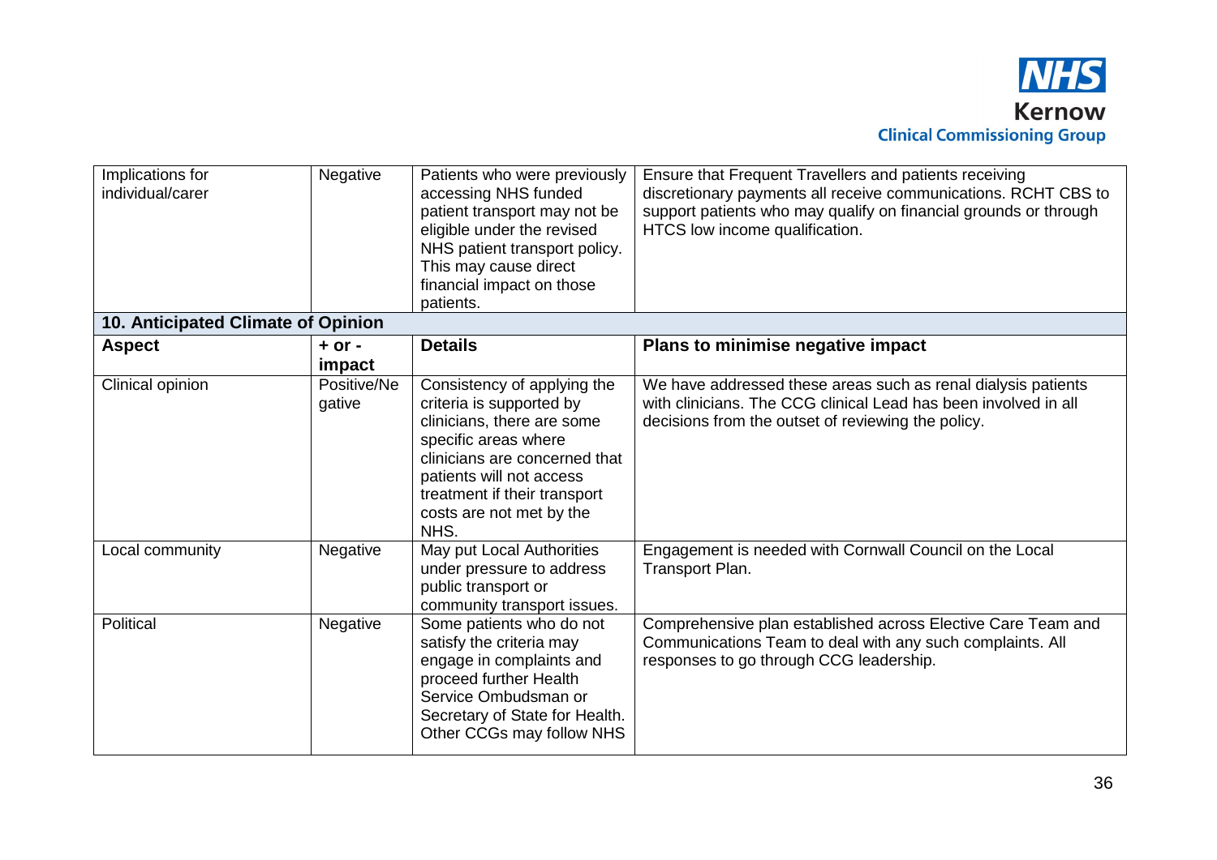| Implications for individual/carer | Negative | Patients who were previously accessing NHS funded patient transport may not be eligible under the revised NHS patient transport policy. This may cause direct financial impact on those patients. | Ensure that Frequent Travellers and patients receiving discretionary payments all receive communications. RCHT CBS to support patients who may qualify on financial grounds or through HTCS low income qualification. |
|---|---|---|---|

**10. Anticipated Climate of Opinion**

| Aspect | + or - impact | Details | Plans to minimise negative impact |
|---|---|---|---|
| Clinical opinion | Positive/Negative | Consistency of applying the criteria is supported by clinicians, there are some specific areas where clinicians are concerned that patients will not access treatment if their transport costs are not met by the NHS. | We have addressed these areas such as renal dialysis patients with clinicians. The CCG clinical Lead has been involved in all decisions from the outset of reviewing the policy. |
| Local community | Negative | May put Local Authorities under pressure to address public transport or community transport issues. | Engagement is needed with Cornwall Council on the Local Transport Plan. |
| Political | Negative | Some patients who do not satisfy the criteria may engage in complaints and proceed further Health Service Ombudsman or Secretary of State for Health. Other CCGs may follow NHS | Comprehensive plan established across Elective Care Team and Communications Team to deal with any such complaints. All responses to go through CCG leadership. |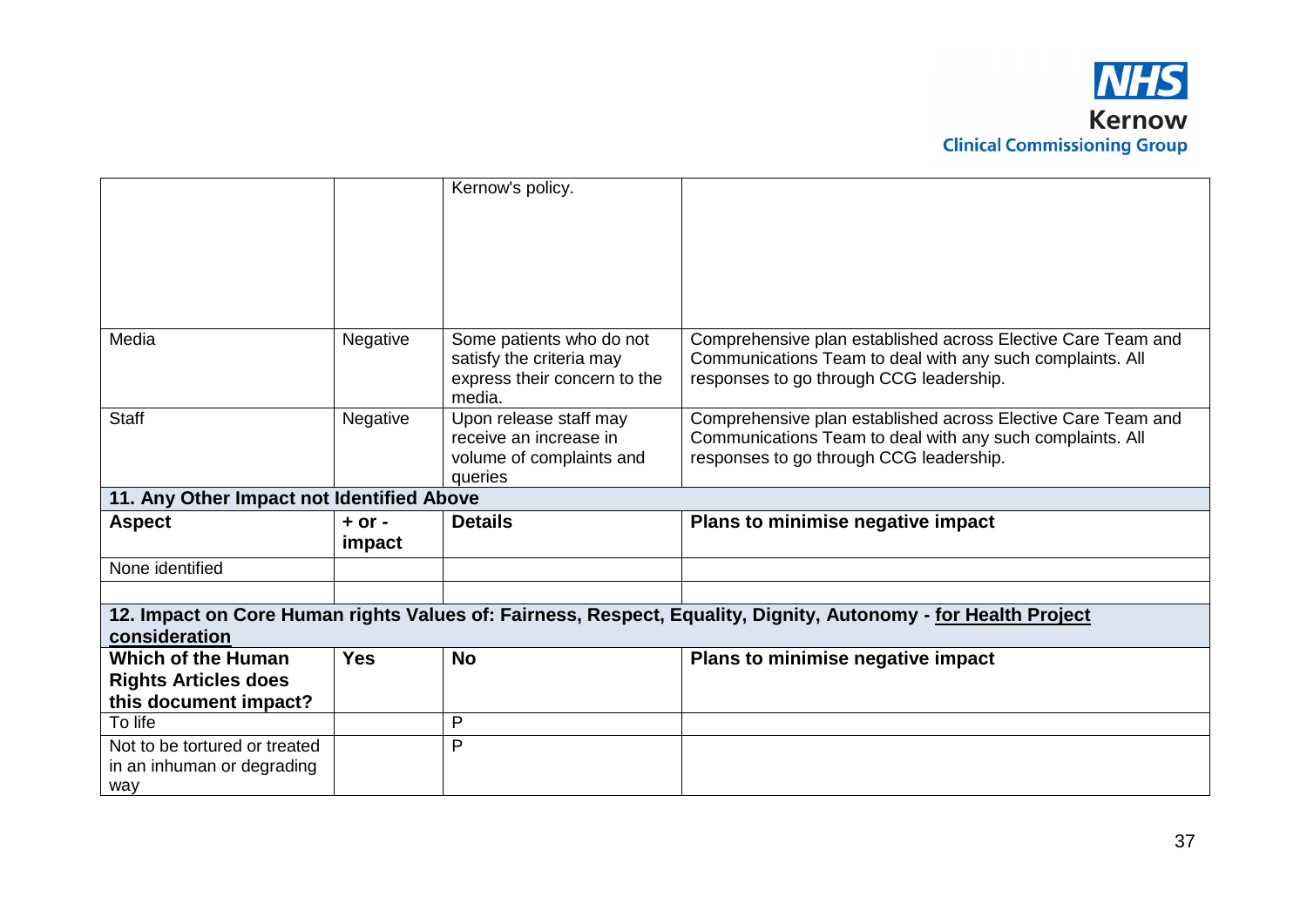| | | | |
|---|---|---|---|
| | | Kernow's policy. | |
| Media | Negative | Some patients who do not satisfy the criteria may express their concern to the media. | Comprehensive plan established across Elective Care Team and Communications Team to deal with any such complaints. All responses to go through CCG leadership. |
| Staff | Negative | Upon release staff may receive an increase in volume of complaints and queries | Comprehensive plan established across Elective Care Team and Communications Team to deal with any such complaints. All responses to go through CCG leadership. |
| **11. Any Other Impact not Identified Above** | | | |
| **Aspect** | **+ or - impact** | **Details** | **Plans to minimise negative impact** |
| None identified | | | |
| | | | |
| **12. Impact on Core Human rights Values of: Fairness, Respect, Equality, Dignity, Autonomy - for Health Project consideration** | | | |
| **Which of the Human Rights Articles does this document impact?** | **Yes** | **No** | **Plans to minimise negative impact** |
| To life | | P | |
| Not to be tortured or treated in an inhuman or degrading way | | P | |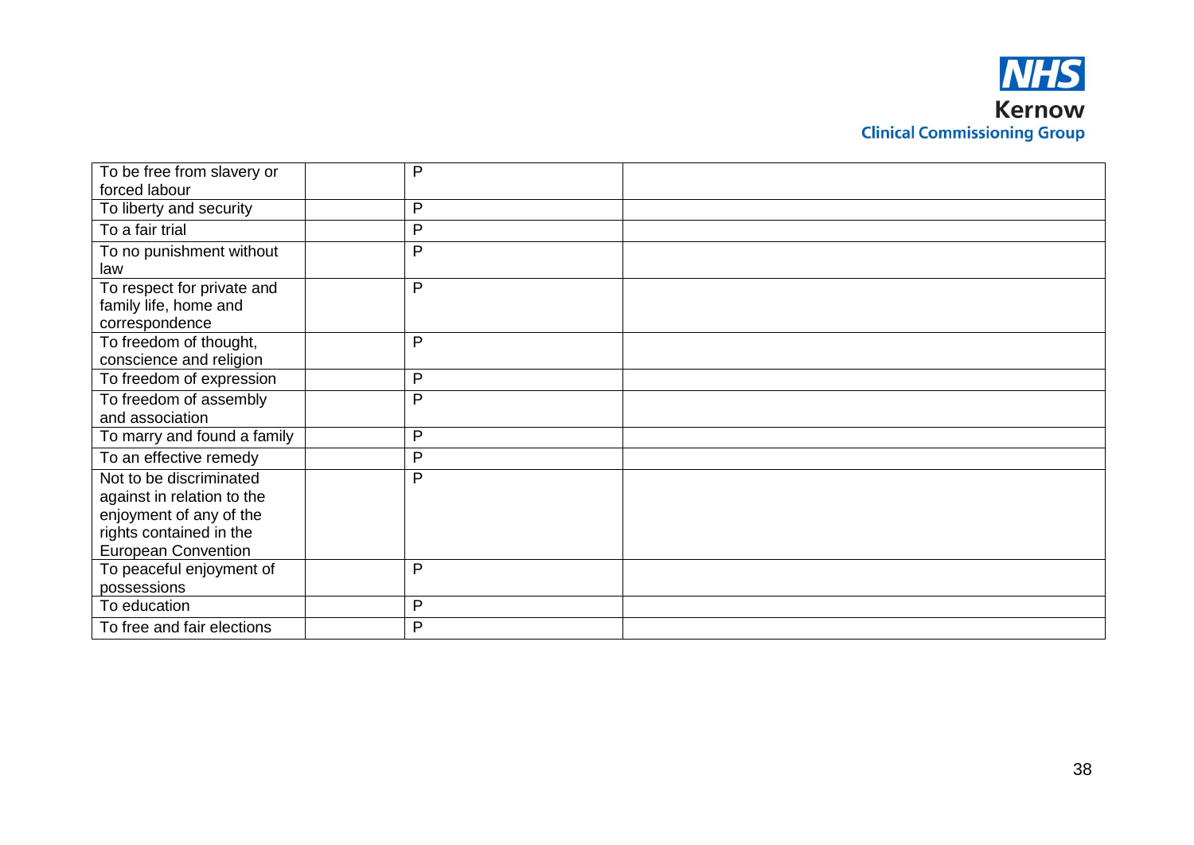| | | | |
|---|---|---|---|
| To be free from slavery or forced labour | | P | |
| To liberty and security | | P | |
| To a fair trial | | P | |
| To no punishment without law | | P | |
| To respect for private and family life, home and correspondence | | P | |
| To freedom of thought, conscience and religion | | P | |
| To freedom of expression | | P | |
| To freedom of assembly and association | | P | |
| To marry and found a family | | P | |
| To an effective remedy | | P | |
| Not to be discriminated against in relation to the enjoyment of any of the rights contained in the European Convention | | P | |
| To peaceful enjoyment of possessions | | P | |
| To education | | P | |
| To free and fair elections | | P | |